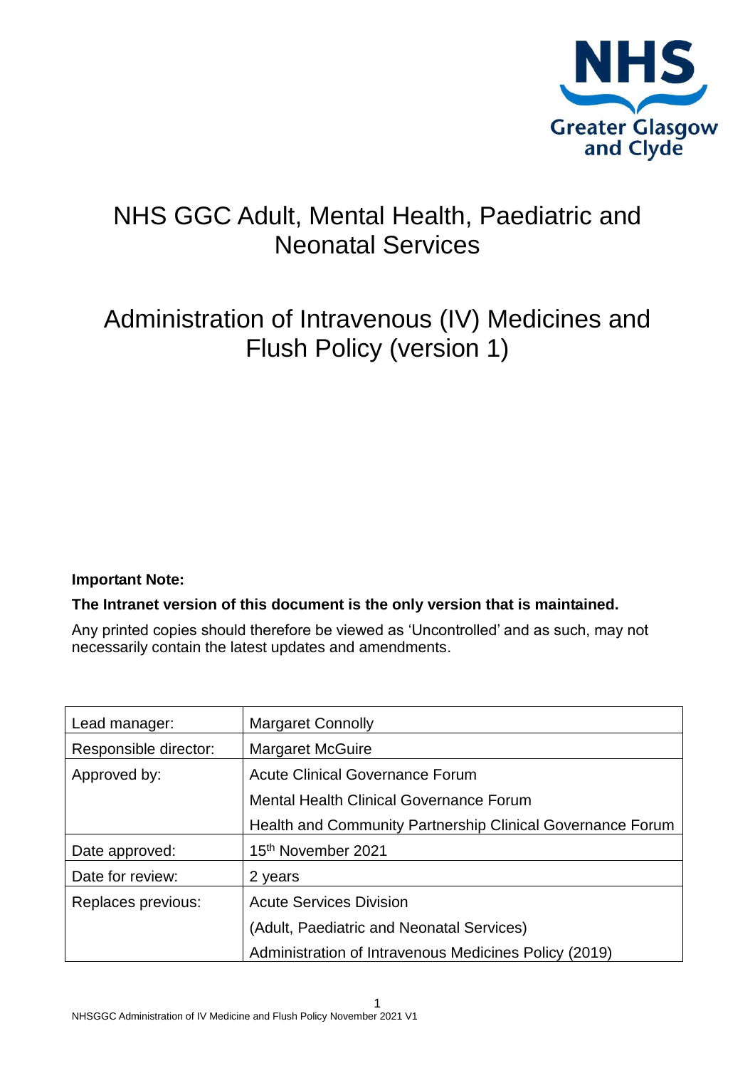NHS
Greater Glasgow and Clyde

# NHS GGC Adult, Mental Health, Paediatric and Neonatal Services

# Administration of Intravenous (IV) Medicines and Flush Policy (version 1)

**Important Note:**

**The Intranet version of this document is the only version that is maintained.**

Any printed copies should therefore be viewed as 'Uncontrolled' and as such, may not necessarily contain the latest updates and amendments.

| | |
|---|---|
| Lead manager: | Margaret Connolly |
| Responsible director: | Margaret McGuire |
| Approved by: | Acute Clinical Governance Forum<br>Mental Health Clinical Governance Forum<br>Health and Community Partnership Clinical Governance Forum |
| Date approved: | 15th November 2021 |
| Date for review: | 2 years |
| Replaces previous: | Acute Services Division<br>(Adult, Paediatric and Neonatal Services)<br>Administration of Intravenous Medicines Policy (2019) |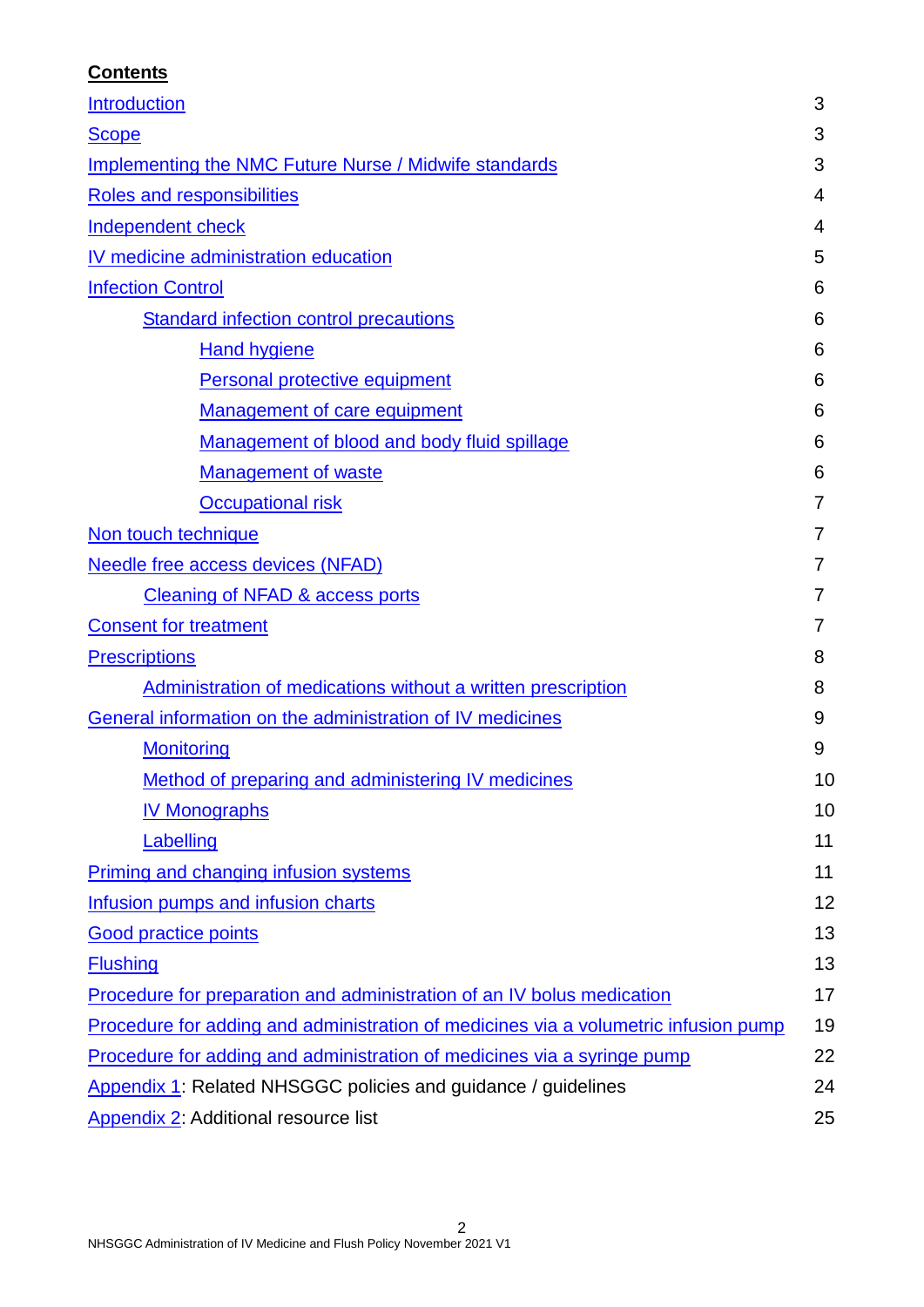**Contents**

| | |
|---|---|
| Introduction | 3 |
| Scope | 3 |
| Implementing the NMC Future Nurse / Midwife standards | 3 |
| Roles and responsibilities | 4 |
| Independent check | 4 |
| IV medicine administration education | 5 |
| Infection Control | 6 |
| Standard infection control precautions | 6 |
| Hand hygiene | 6 |
| Personal protective equipment | 6 |
| Management of care equipment | 6 |
| Management of blood and body fluid spillage | 6 |
| Management of waste | 6 |
| Occupational risk | 7 |
| Non touch technique | 7 |
| Needle free access devices (NFAD) | 7 |
| Cleaning of NFAD & access ports | 7 |
| Consent for treatment | 7 |
| Prescriptions | 8 |
| Administration of medications without a written prescription | 8 |
| General information on the administration of IV medicines | 9 |
| Monitoring | 9 |
| Method of preparing and administering IV medicines | 10 |
| IV Monographs | 10 |
| Labelling | 11 |
| Priming and changing infusion systems | 11 |
| Infusion pumps and infusion charts | 12 |
| Good practice points | 13 |
| Flushing | 13 |
| Procedure for preparation and administration of an IV bolus medication | 17 |
| Procedure for adding and administration of medicines via a volumetric infusion pump | 19 |
| Procedure for adding and administration of medicines via a syringe pump | 22 |
| Appendix 1: Related NHSGGC policies and guidance / guidelines | 24 |
| Appendix 2: Additional resource list | 25 |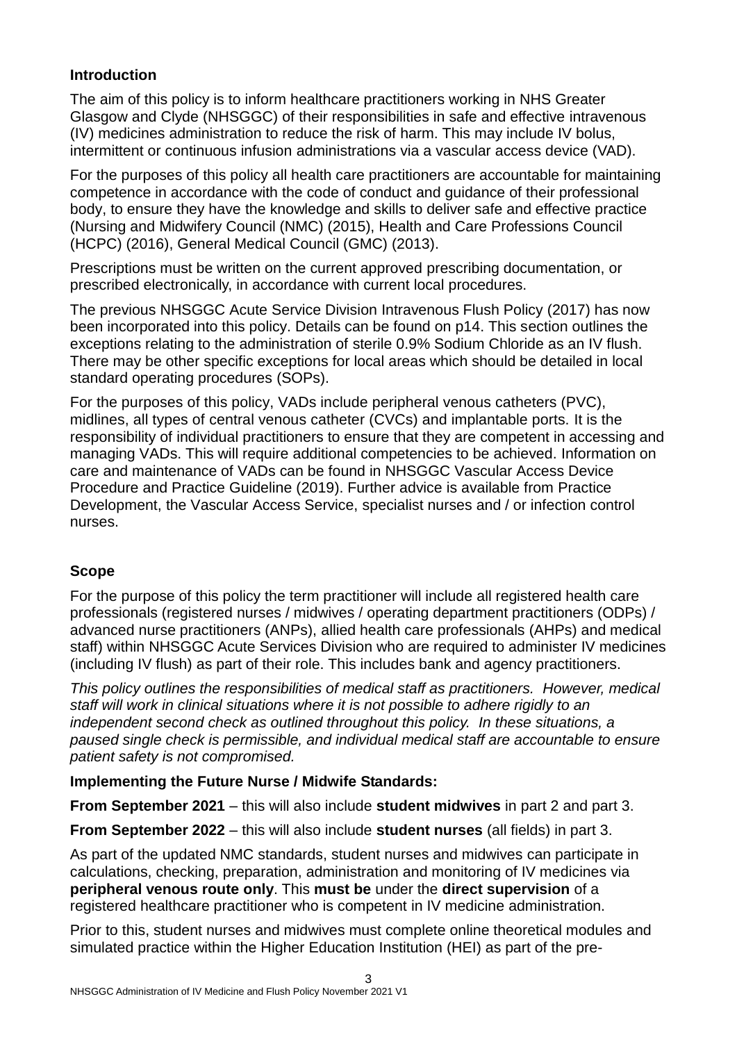## Introduction

The aim of this policy is to inform healthcare practitioners working in NHS Greater Glasgow and Clyde (NHSGGC) of their responsibilities in safe and effective intravenous (IV) medicines administration to reduce the risk of harm. This may include IV bolus, intermittent or continuous infusion administrations via a vascular access device (VAD).

For the purposes of this policy all health care practitioners are accountable for maintaining competence in accordance with the code of conduct and guidance of their professional body, to ensure they have the knowledge and skills to deliver safe and effective practice (Nursing and Midwifery Council (NMC) (2015), Health and Care Professions Council (HCPC) (2016), General Medical Council (GMC) (2013).

Prescriptions must be written on the current approved prescribing documentation, or prescribed electronically, in accordance with current local procedures.

The previous NHSGGC Acute Service Division Intravenous Flush Policy (2017) has now been incorporated into this policy. Details can be found on p14. This section outlines the exceptions relating to the administration of sterile 0.9% Sodium Chloride as an IV flush. There may be other specific exceptions for local areas which should be detailed in local standard operating procedures (SOPs).

For the purposes of this policy, VADs include peripheral venous catheters (PVC), midlines, all types of central venous catheter (CVCs) and implantable ports. It is the responsibility of individual practitioners to ensure that they are competent in accessing and managing VADs. This will require additional competencies to be achieved. Information on care and maintenance of VADs can be found in NHSGGC Vascular Access Device Procedure and Practice Guideline (2019). Further advice is available from Practice Development, the Vascular Access Service, specialist nurses and / or infection control nurses.

## Scope

For the purpose of this policy the term practitioner will include all registered health care professionals (registered nurses / midwives / operating department practitioners (ODPs) / advanced nurse practitioners (ANPs), allied health care professionals (AHPs) and medical staff) within NHSGGC Acute Services Division who are required to administer IV medicines (including IV flush) as part of their role. This includes bank and agency practitioners.

*This policy outlines the responsibilities of medical staff as practitioners. However, medical staff will work in clinical situations where it is not possible to adhere rigidly to an independent second check as outlined throughout this policy. In these situations, a paused single check is permissible, and individual medical staff are accountable to ensure patient safety is not compromised.*

**Implementing the Future Nurse / Midwife Standards:**

**From September 2021** – this will also include **student midwives** in part 2 and part 3.

**From September 2022** – this will also include **student nurses** (all fields) in part 3.

As part of the updated NMC standards, student nurses and midwives can participate in calculations, checking, preparation, administration and monitoring of IV medicines via **peripheral venous route only**. This **must be** under the **direct supervision** of a registered healthcare practitioner who is competent in IV medicine administration.

Prior to this, student nurses and midwives must complete online theoretical modules and simulated practice within the Higher Education Institution (HEI) as part of the pre-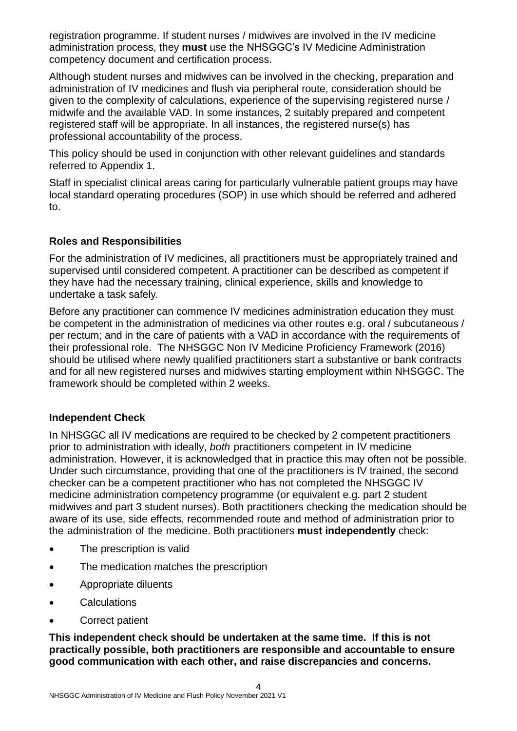registration programme. If student nurses / midwives are involved in the IV medicine administration process, they **must** use the NHSGGC's IV Medicine Administration competency document and certification process.

Although student nurses and midwives can be involved in the checking, preparation and administration of IV medicines and flush via peripheral route, consideration should be given to the complexity of calculations, experience of the supervising registered nurse / midwife and the available VAD. In some instances, 2 suitably prepared and competent registered staff will be appropriate. In all instances, the registered nurse(s) has professional accountability of the process.

This policy should be used in conjunction with other relevant guidelines and standards referred to Appendix 1.

Staff in specialist clinical areas caring for particularly vulnerable patient groups may have local standard operating procedures (SOP) in use which should be referred and adhered to.

**Roles and Responsibilities**

For the administration of IV medicines, all practitioners must be appropriately trained and supervised until considered competent. A practitioner can be described as competent if they have had the necessary training, clinical experience, skills and knowledge to undertake a task safely.

Before any practitioner can commence IV medicines administration education they must be competent in the administration of medicines via other routes e.g. oral / subcutaneous / per rectum; and in the care of patients with a VAD in accordance with the requirements of their professional role. The NHSGGC Non IV Medicine Proficiency Framework (2016) should be utilised where newly qualified practitioners start a substantive or bank contracts and for all new registered nurses and midwives starting employment within NHSGGC. The framework should be completed within 2 weeks.

**Independent Check**

In NHSGGC all IV medications are required to be checked by 2 competent practitioners prior to administration with ideally, *both* practitioners competent in IV medicine administration. However, it is acknowledged that in practice this may often not be possible. Under such circumstance, providing that one of the practitioners is IV trained, the second checker can be a competent practitioner who has not completed the NHSGGC IV medicine administration competency programme (or equivalent e.g. part 2 student midwives and part 3 student nurses). Both practitioners checking the medication should be aware of its use, side effects, recommended route and method of administration prior to the administration of the medicine. Both practitioners **must independently** check:

- The prescription is valid
- The medication matches the prescription
- Appropriate diluents
- Calculations
- Correct patient

**This independent check should be undertaken at the same time. If this is not practically possible, both practitioners are responsible and accountable to ensure good communication with each other, and raise discrepancies and concerns.**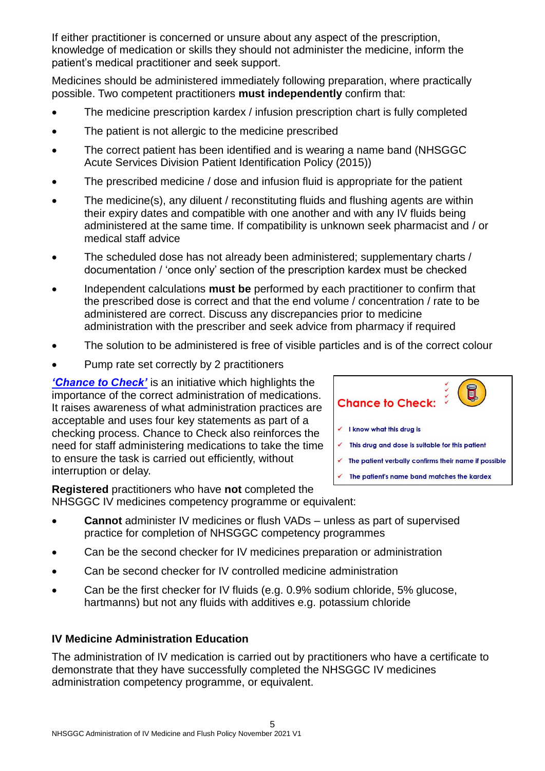If either practitioner is concerned or unsure about any aspect of the prescription, knowledge of medication or skills they should not administer the medicine, inform the patient's medical practitioner and seek support.

Medicines should be administered immediately following preparation, where practically possible. Two competent practitioners **must independently** confirm that:

- The medicine prescription kardex / infusion prescription chart is fully completed
- The patient is not allergic to the medicine prescribed
- The correct patient has been identified and is wearing a name band (NHSGGC Acute Services Division Patient Identification Policy (2015))
- The prescribed medicine / dose and infusion fluid is appropriate for the patient
- The medicine(s), any diluent / reconstituting fluids and flushing agents are within their expiry dates and compatible with one another and with any IV fluids being administered at the same time. If compatibility is unknown seek pharmacist and / or medical staff advice
- The scheduled dose has not already been administered; supplementary charts / documentation / 'once only' section of the prescription kardex must be checked
- Independent calculations **must be** performed by each practitioner to confirm that the prescribed dose is correct and that the end volume / concentration / rate to be administered are correct. Discuss any discrepancies prior to medicine administration with the prescriber and seek advice from pharmacy if required
- The solution to be administered is free of visible particles and is of the correct colour
- Pump rate set correctly by 2 practitioners

***'Chance to Check'*** is an initiative which highlights the importance of the correct administration of medications. It raises awareness of what administration practices are acceptable and uses four key statements as part of a checking process. Chance to Check also reinforces the need for staff administering medications to take the time to ensure the task is carried out efficiently, without interruption or delay.

**Chance to Check:**

- ✓ I know what this drug is
- ✓ This drug and dose is suitable for this patient
- ✓ The patient verbally confirms their name if possible
- ✓ The patient's name band matches the kardex

**Registered** practitioners who have **not** completed the NHSGGC IV medicines competency programme or equivalent:

- **Cannot** administer IV medicines or flush VADs – unless as part of supervised practice for completion of NHSGGC competency programmes
- Can be the second checker for IV medicines preparation or administration
- Can be second checker for IV controlled medicine administration
- Can be the first checker for IV fluids (e.g. 0.9% sodium chloride, 5% glucose, hartmanns) but not any fluids with additives e.g. potassium chloride

### IV Medicine Administration Education

The administration of IV medication is carried out by practitioners who have a certificate to demonstrate that they have successfully completed the NHSGGC IV medicines administration competency programme, or equivalent.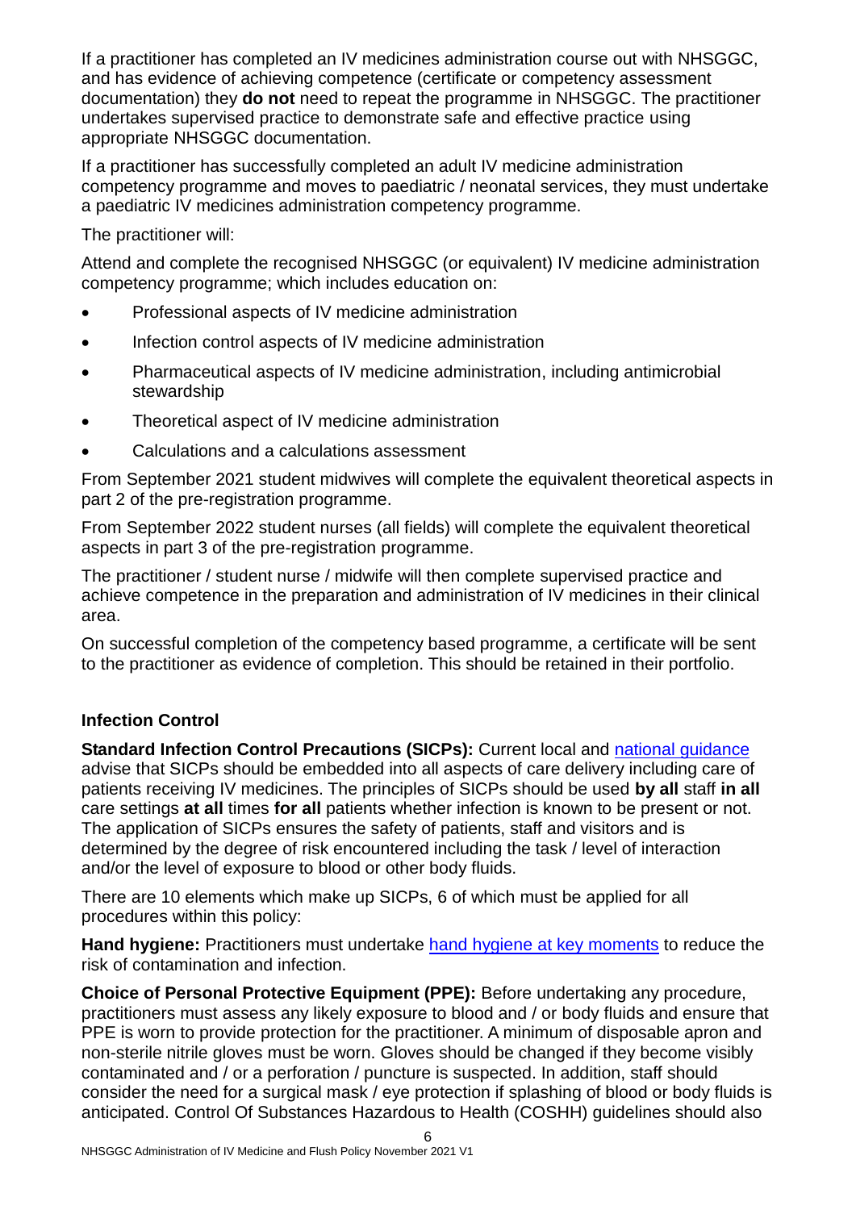If a practitioner has completed an IV medicines administration course out with NHSGGC, and has evidence of achieving competence (certificate or competency assessment documentation) they **do not** need to repeat the programme in NHSGGC. The practitioner undertakes supervised practice to demonstrate safe and effective practice using appropriate NHSGGC documentation.

If a practitioner has successfully completed an adult IV medicine administration competency programme and moves to paediatric / neonatal services, they must undertake a paediatric IV medicines administration competency programme.

The practitioner will:

Attend and complete the recognised NHSGGC (or equivalent) IV medicine administration competency programme; which includes education on:

- Professional aspects of IV medicine administration
- Infection control aspects of IV medicine administration
- Pharmaceutical aspects of IV medicine administration, including antimicrobial stewardship
- Theoretical aspect of IV medicine administration
- Calculations and a calculations assessment

From September 2021 student midwives will complete the equivalent theoretical aspects in part 2 of the pre-registration programme.

From September 2022 student nurses (all fields) will complete the equivalent theoretical aspects in part 3 of the pre-registration programme.

The practitioner / student nurse / midwife will then complete supervised practice and achieve competence in the preparation and administration of IV medicines in their clinical area.

On successful completion of the competency based programme, a certificate will be sent to the practitioner as evidence of completion. This should be retained in their portfolio.

### Infection Control

**Standard Infection Control Precautions (SICPs):** Current local and national guidance advise that SICPs should be embedded into all aspects of care delivery including care of patients receiving IV medicines. The principles of SICPs should be used **by all** staff **in all** care settings **at all** times **for all** patients whether infection is known to be present or not. The application of SICPs ensures the safety of patients, staff and visitors and is determined by the degree of risk encountered including the task / level of interaction and/or the level of exposure to blood or other body fluids.

There are 10 elements which make up SICPs, 6 of which must be applied for all procedures within this policy:

**Hand hygiene:** Practitioners must undertake hand hygiene at key moments to reduce the risk of contamination and infection.

**Choice of Personal Protective Equipment (PPE):** Before undertaking any procedure, practitioners must assess any likely exposure to blood and / or body fluids and ensure that PPE is worn to provide protection for the practitioner. A minimum of disposable apron and non-sterile nitrile gloves must be worn. Gloves should be changed if they become visibly contaminated and / or a perforation / puncture is suspected. In addition, staff should consider the need for a surgical mask / eye protection if splashing of blood or body fluids is anticipated. Control Of Substances Hazardous to Health (COSHH) guidelines should also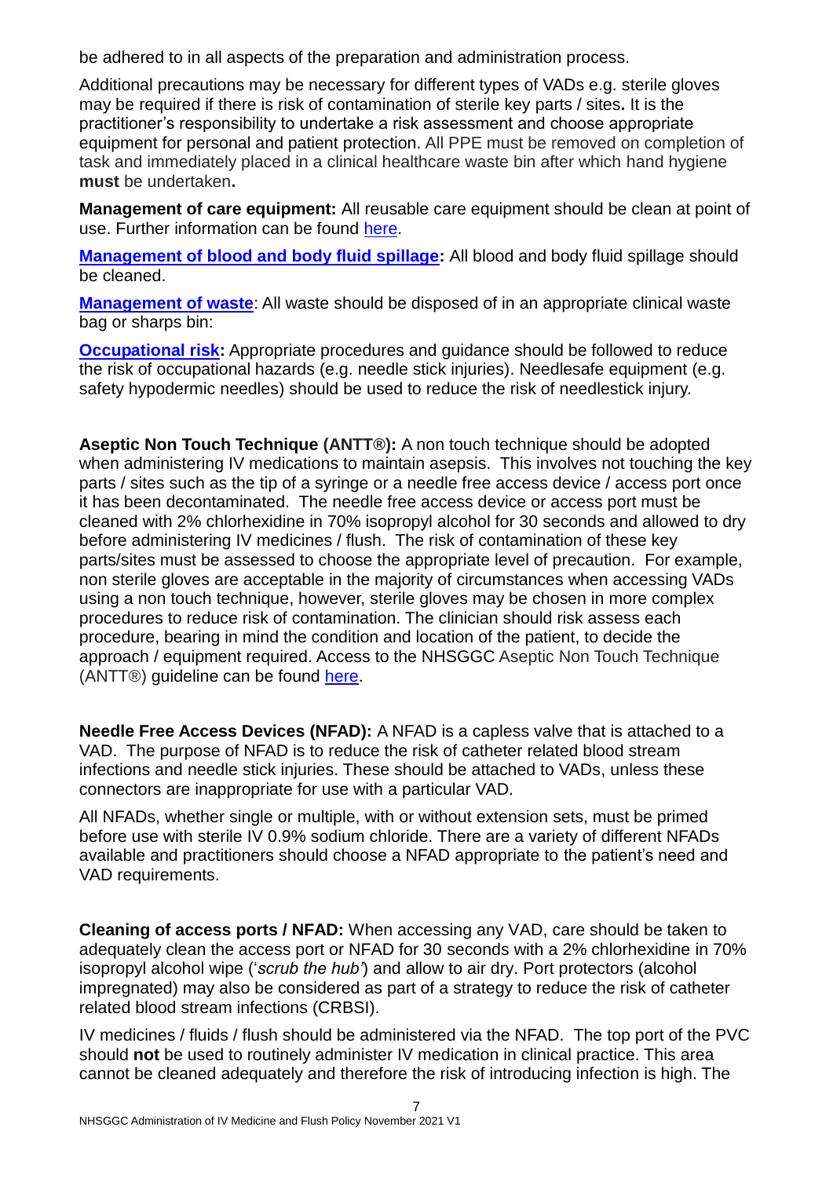be adhered to in all aspects of the preparation and administration process.

Additional precautions may be necessary for different types of VADs e.g. sterile gloves may be required if there is risk of contamination of sterile key parts / sites**.** It is the practitioner's responsibility to undertake a risk assessment and choose appropriate equipment for personal and patient protection. All PPE must be removed on completion of task and immediately placed in a clinical healthcare waste bin after which hand hygiene **must** be undertaken**.**

**Management of care equipment:** All reusable care equipment should be clean at point of use. Further information can be found [here](#).

**[Management of blood and body fluid spillage](#):** All blood and body fluid spillage should be cleaned.

**[Management of waste](#)**: All waste should be disposed of in an appropriate clinical waste bag or sharps bin:

**[Occupational risk](#):** Appropriate procedures and guidance should be followed to reduce the risk of occupational hazards (e.g. needle stick injuries). Needlesafe equipment (e.g. safety hypodermic needles) should be used to reduce the risk of needlestick injury.

**Aseptic Non Touch Technique (ANTT®):** A non touch technique should be adopted when administering IV medications to maintain asepsis. This involves not touching the key parts / sites such as the tip of a syringe or a needle free access device / access port once it has been decontaminated. The needle free access device or access port must be cleaned with 2% chlorhexidine in 70% isopropyl alcohol for 30 seconds and allowed to dry before administering IV medicines / flush. The risk of contamination of these key parts/sites must be assessed to choose the appropriate level of precaution. For example, non sterile gloves are acceptable in the majority of circumstances when accessing VADs using a non touch technique, however, sterile gloves may be chosen in more complex procedures to reduce risk of contamination. The clinician should risk assess each procedure, bearing in mind the condition and location of the patient, to decide the approach / equipment required. Access to the NHSGGC Aseptic Non Touch Technique (ANTT®) guideline can be found [here](#).

**Needle Free Access Devices (NFAD):** A NFAD is a capless valve that is attached to a VAD. The purpose of NFAD is to reduce the risk of catheter related blood stream infections and needle stick injuries. These should be attached to VADs, unless these connectors are inappropriate for use with a particular VAD.

All NFADs, whether single or multiple, with or without extension sets, must be primed before use with sterile IV 0.9% sodium chloride. There are a variety of different NFADs available and practitioners should choose a NFAD appropriate to the patient's need and VAD requirements.

**Cleaning of access ports / NFAD:** When accessing any VAD, care should be taken to adequately clean the access port or NFAD for 30 seconds with a 2% chlorhexidine in 70% isopropyl alcohol wipe ('*scrub the hub'*) and allow to air dry. Port protectors (alcohol impregnated) may also be considered as part of a strategy to reduce the risk of catheter related blood stream infections (CRBSI).

IV medicines / fluids / flush should be administered via the NFAD. The top port of the PVC should **not** be used to routinely administer IV medication in clinical practice. This area cannot be cleaned adequately and therefore the risk of introducing infection is high. The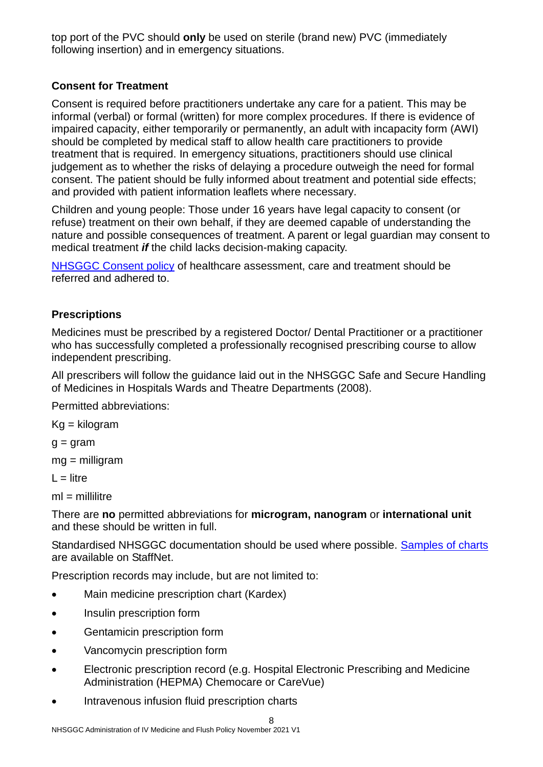top port of the PVC should **only** be used on sterile (brand new) PVC (immediately following insertion) and in emergency situations.

### Consent for Treatment

Consent is required before practitioners undertake any care for a patient. This may be informal (verbal) or formal (written) for more complex procedures. If there is evidence of impaired capacity, either temporarily or permanently, an adult with incapacity form (AWI) should be completed by medical staff to allow health care practitioners to provide treatment that is required. In emergency situations, practitioners should use clinical judgement as to whether the risks of delaying a procedure outweigh the need for formal consent. The patient should be fully informed about treatment and potential side effects; and provided with patient information leaflets where necessary.

Children and young people: Those under 16 years have legal capacity to consent (or refuse) treatment on their own behalf, if they are deemed capable of understanding the nature and possible consequences of treatment. A parent or legal guardian may consent to medical treatment ***if*** the child lacks decision-making capacity.

NHSGGC Consent policy of healthcare assessment, care and treatment should be referred and adhered to.

### Prescriptions

Medicines must be prescribed by a registered Doctor/ Dental Practitioner or a practitioner who has successfully completed a professionally recognised prescribing course to allow independent prescribing.

All prescribers will follow the guidance laid out in the NHSGGC Safe and Secure Handling of Medicines in Hospitals Wards and Theatre Departments (2008).

Permitted abbreviations:

Kg = kilogram

g = gram

mg = milligram

L = litre

ml = millilitre

There are **no** permitted abbreviations for **microgram, nanogram** or **international unit** and these should be written in full.

Standardised NHSGGC documentation should be used where possible. Samples of charts are available on StaffNet.

Prescription records may include, but are not limited to:

- Main medicine prescription chart (Kardex)
- Insulin prescription form
- Gentamicin prescription form
- Vancomycin prescription form
- Electronic prescription record (e.g. Hospital Electronic Prescribing and Medicine Administration (HEPMA) Chemocare or CareVue)
- Intravenous infusion fluid prescription charts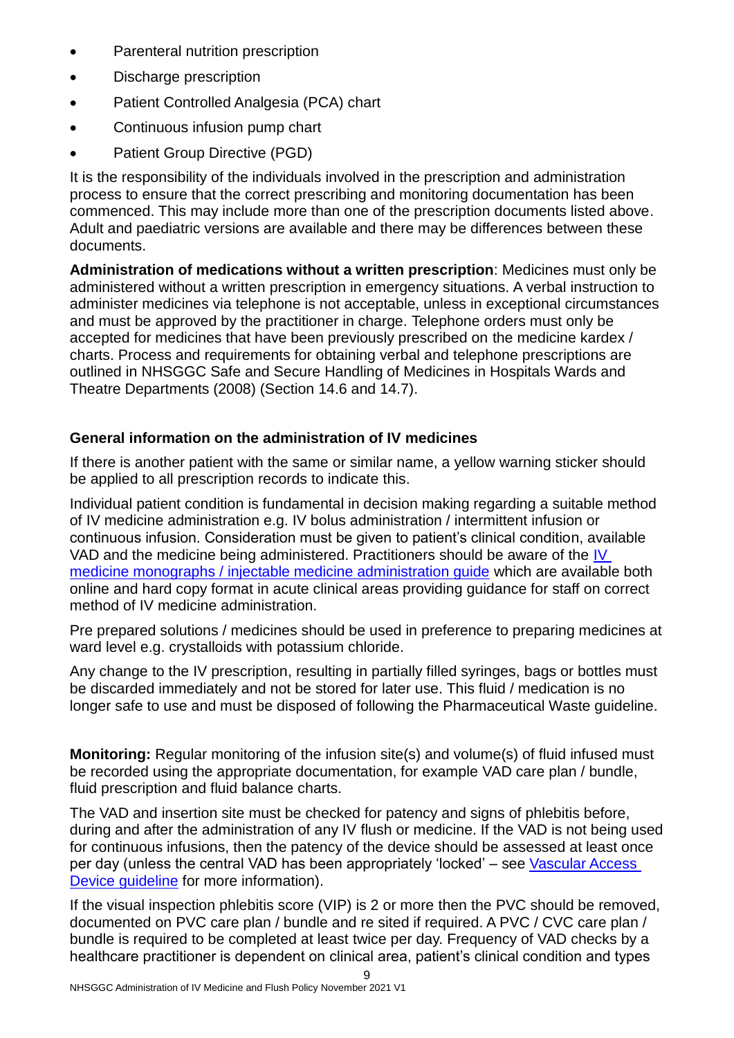- Parenteral nutrition prescription
- Discharge prescription
- Patient Controlled Analgesia (PCA) chart
- Continuous infusion pump chart
- Patient Group Directive (PGD)

It is the responsibility of the individuals involved in the prescription and administration process to ensure that the correct prescribing and monitoring documentation has been commenced. This may include more than one of the prescription documents listed above. Adult and paediatric versions are available and there may be differences between these documents.

**Administration of medications without a written prescription**: Medicines must only be administered without a written prescription in emergency situations. A verbal instruction to administer medicines via telephone is not acceptable, unless in exceptional circumstances and must be approved by the practitioner in charge. Telephone orders must only be accepted for medicines that have been previously prescribed on the medicine kardex / charts. Process and requirements for obtaining verbal and telephone prescriptions are outlined in NHSGGC Safe and Secure Handling of Medicines in Hospitals Wards and Theatre Departments (2008) (Section 14.6 and 14.7).

**General information on the administration of IV medicines**

If there is another patient with the same or similar name, a yellow warning sticker should be applied to all prescription records to indicate this.

Individual patient condition is fundamental in decision making regarding a suitable method of IV medicine administration e.g. IV bolus administration / intermittent infusion or continuous infusion. Consideration must be given to patient's clinical condition, available VAD and the medicine being administered. Practitioners should be aware of the IV medicine monographs / injectable medicine administration guide which are available both online and hard copy format in acute clinical areas providing guidance for staff on correct method of IV medicine administration.

Pre prepared solutions / medicines should be used in preference to preparing medicines at ward level e.g. crystalloids with potassium chloride.

Any change to the IV prescription, resulting in partially filled syringes, bags or bottles must be discarded immediately and not be stored for later use. This fluid / medication is no longer safe to use and must be disposed of following the Pharmaceutical Waste guideline.

**Monitoring:** Regular monitoring of the infusion site(s) and volume(s) of fluid infused must be recorded using the appropriate documentation, for example VAD care plan / bundle, fluid prescription and fluid balance charts.

The VAD and insertion site must be checked for patency and signs of phlebitis before, during and after the administration of any IV flush or medicine. If the VAD is not being used for continuous infusions, then the patency of the device should be assessed at least once per day (unless the central VAD has been appropriately 'locked' – see Vascular Access Device guideline for more information).

If the visual inspection phlebitis score (VIP) is 2 or more then the PVC should be removed, documented on PVC care plan / bundle and re sited if required. A PVC / CVC care plan / bundle is required to be completed at least twice per day. Frequency of VAD checks by a healthcare practitioner is dependent on clinical area, patient's clinical condition and types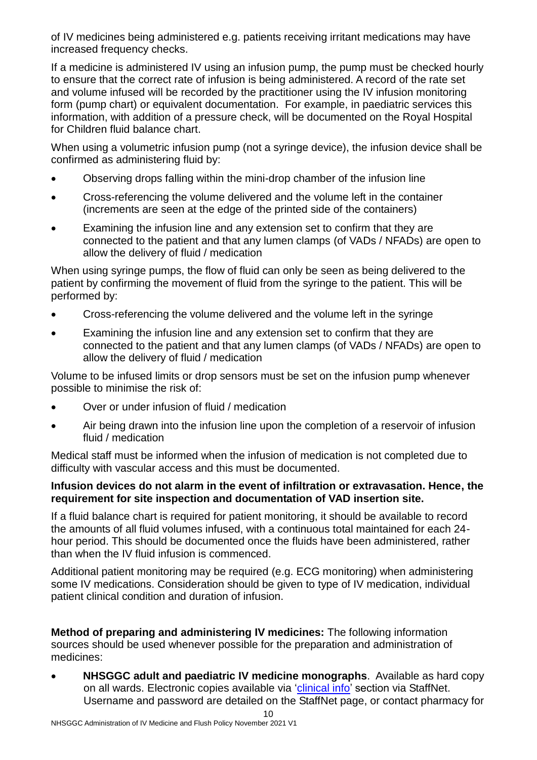of IV medicines being administered e.g. patients receiving irritant medications may have increased frequency checks.

If a medicine is administered IV using an infusion pump, the pump must be checked hourly to ensure that the correct rate of infusion is being administered. A record of the rate set and volume infused will be recorded by the practitioner using the IV infusion monitoring form (pump chart) or equivalent documentation. For example, in paediatric services this information, with addition of a pressure check, will be documented on the Royal Hospital for Children fluid balance chart.

When using a volumetric infusion pump (not a syringe device), the infusion device shall be confirmed as administering fluid by:

- Observing drops falling within the mini-drop chamber of the infusion line
- Cross-referencing the volume delivered and the volume left in the container (increments are seen at the edge of the printed side of the containers)
- Examining the infusion line and any extension set to confirm that they are connected to the patient and that any lumen clamps (of VADs / NFADs) are open to allow the delivery of fluid / medication

When using syringe pumps, the flow of fluid can only be seen as being delivered to the patient by confirming the movement of fluid from the syringe to the patient. This will be performed by:

- Cross-referencing the volume delivered and the volume left in the syringe
- Examining the infusion line and any extension set to confirm that they are connected to the patient and that any lumen clamps (of VADs / NFADs) are open to allow the delivery of fluid / medication

Volume to be infused limits or drop sensors must be set on the infusion pump whenever possible to minimise the risk of:

- Over or under infusion of fluid / medication
- Air being drawn into the infusion line upon the completion of a reservoir of infusion fluid / medication

Medical staff must be informed when the infusion of medication is not completed due to difficulty with vascular access and this must be documented.

**Infusion devices do not alarm in the event of infiltration or extravasation. Hence, the requirement for site inspection and documentation of VAD insertion site.**

If a fluid balance chart is required for patient monitoring, it should be available to record the amounts of all fluid volumes infused, with a continuous total maintained for each 24-hour period. This should be documented once the fluids have been administered, rather than when the IV fluid infusion is commenced.

Additional patient monitoring may be required (e.g. ECG monitoring) when administering some IV medications. Consideration should be given to type of IV medication, individual patient clinical condition and duration of infusion.

**Method of preparing and administering IV medicines:** The following information sources should be used whenever possible for the preparation and administration of medicines:

- **NHSGGC adult and paediatric IV medicine monographs**. Available as hard copy on all wards. Electronic copies available via 'clinical info' section via StaffNet. Username and password are detailed on the StaffNet page, or contact pharmacy for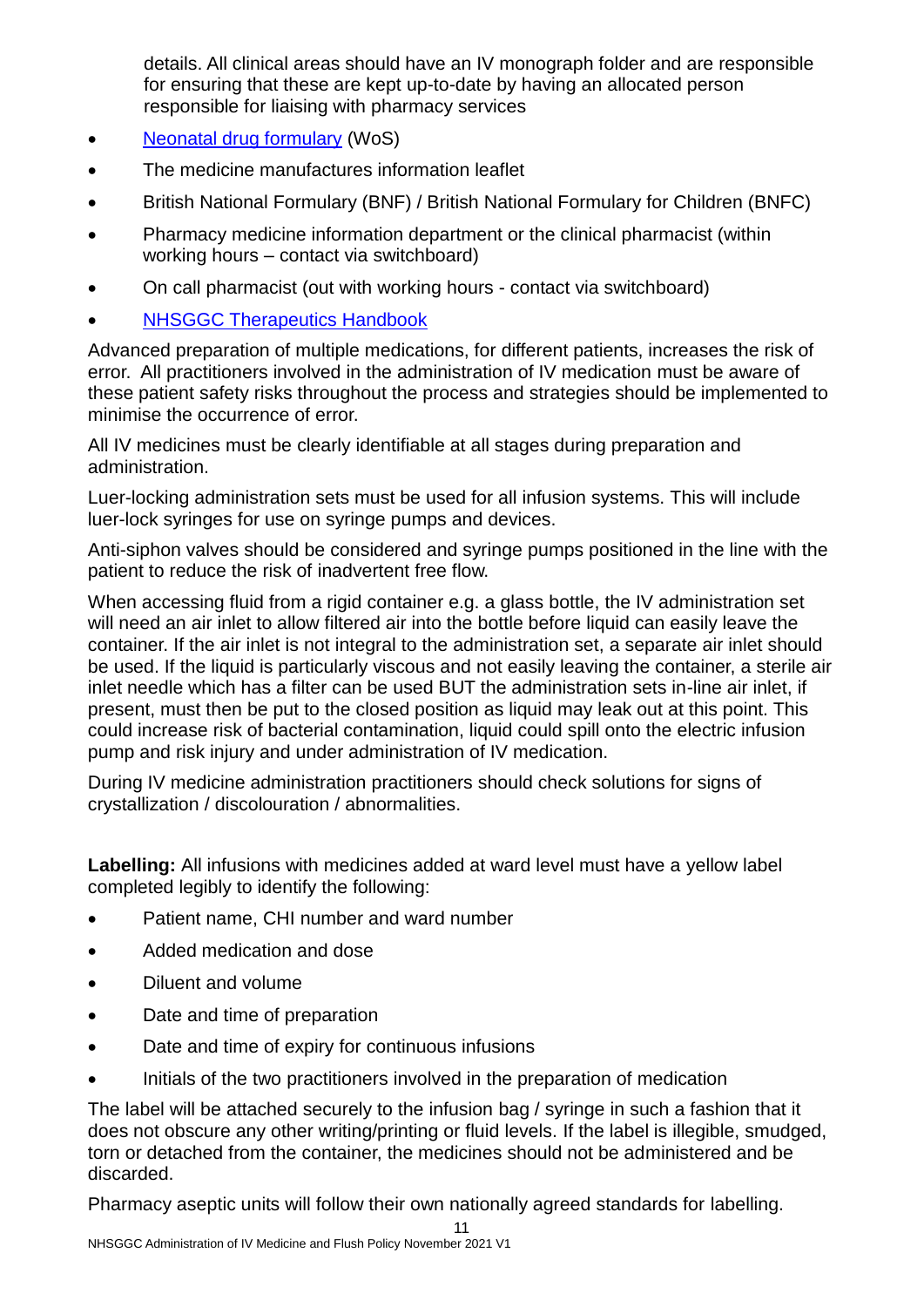details. All clinical areas should have an IV monograph folder and are responsible for ensuring that these are kept up-to-date by having an allocated person responsible for liaising with pharmacy services

- Neonatal drug formulary (WoS)
- The medicine manufactures information leaflet
- British National Formulary (BNF) / British National Formulary for Children (BNFC)
- Pharmacy medicine information department or the clinical pharmacist (within working hours – contact via switchboard)
- On call pharmacist (out with working hours - contact via switchboard)
- NHSGGC Therapeutics Handbook

Advanced preparation of multiple medications, for different patients, increases the risk of error. All practitioners involved in the administration of IV medication must be aware of these patient safety risks throughout the process and strategies should be implemented to minimise the occurrence of error.

All IV medicines must be clearly identifiable at all stages during preparation and administration.

Luer-locking administration sets must be used for all infusion systems. This will include luer-lock syringes for use on syringe pumps and devices.

Anti-siphon valves should be considered and syringe pumps positioned in the line with the patient to reduce the risk of inadvertent free flow.

When accessing fluid from a rigid container e.g. a glass bottle, the IV administration set will need an air inlet to allow filtered air into the bottle before liquid can easily leave the container. If the air inlet is not integral to the administration set, a separate air inlet should be used. If the liquid is particularly viscous and not easily leaving the container, a sterile air inlet needle which has a filter can be used BUT the administration sets in-line air inlet, if present, must then be put to the closed position as liquid may leak out at this point. This could increase risk of bacterial contamination, liquid could spill onto the electric infusion pump and risk injury and under administration of IV medication.

During IV medicine administration practitioners should check solutions for signs of crystallization / discolouration / abnormalities.

**Labelling:** All infusions with medicines added at ward level must have a yellow label completed legibly to identify the following:

- Patient name, CHI number and ward number
- Added medication and dose
- Diluent and volume
- Date and time of preparation
- Date and time of expiry for continuous infusions
- Initials of the two practitioners involved in the preparation of medication

The label will be attached securely to the infusion bag / syringe in such a fashion that it does not obscure any other writing/printing or fluid levels. If the label is illegible, smudged, torn or detached from the container, the medicines should not be administered and be discarded.

Pharmacy aseptic units will follow their own nationally agreed standards for labelling.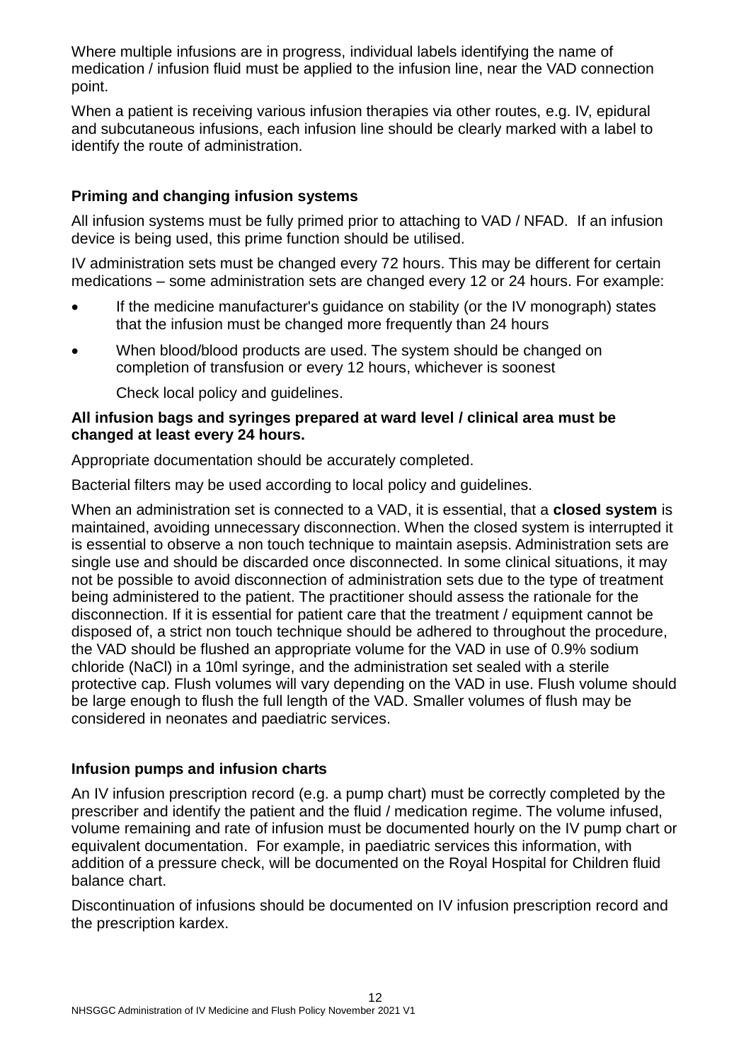Where multiple infusions are in progress, individual labels identifying the name of medication / infusion fluid must be applied to the infusion line, near the VAD connection point.

When a patient is receiving various infusion therapies via other routes, e.g. IV, epidural and subcutaneous infusions, each infusion line should be clearly marked with a label to identify the route of administration.

### Priming and changing infusion systems

All infusion systems must be fully primed prior to attaching to VAD / NFAD. If an infusion device is being used, this prime function should be utilised.

IV administration sets must be changed every 72 hours. This may be different for certain medications – some administration sets are changed every 12 or 24 hours. For example:

- If the medicine manufacturer's guidance on stability (or the IV monograph) states that the infusion must be changed more frequently than 24 hours
- When blood/blood products are used. The system should be changed on completion of transfusion or every 12 hours, whichever is soonest

  Check local policy and guidelines.

**All infusion bags and syringes prepared at ward level / clinical area must be changed at least every 24 hours.**

Appropriate documentation should be accurately completed.

Bacterial filters may be used according to local policy and guidelines.

When an administration set is connected to a VAD, it is essential, that a **closed system** is maintained, avoiding unnecessary disconnection. When the closed system is interrupted it is essential to observe a non touch technique to maintain asepsis. Administration sets are single use and should be discarded once disconnected. In some clinical situations, it may not be possible to avoid disconnection of administration sets due to the type of treatment being administered to the patient. The practitioner should assess the rationale for the disconnection. If it is essential for patient care that the treatment / equipment cannot be disposed of, a strict non touch technique should be adhered to throughout the procedure, the VAD should be flushed an appropriate volume for the VAD in use of 0.9% sodium chloride (NaCl) in a 10ml syringe, and the administration set sealed with a sterile protective cap. Flush volumes will vary depending on the VAD in use. Flush volume should be large enough to flush the full length of the VAD. Smaller volumes of flush may be considered in neonates and paediatric services.

### Infusion pumps and infusion charts

An IV infusion prescription record (e.g. a pump chart) must be correctly completed by the prescriber and identify the patient and the fluid / medication regime. The volume infused, volume remaining and rate of infusion must be documented hourly on the IV pump chart or equivalent documentation. For example, in paediatric services this information, with addition of a pressure check, will be documented on the Royal Hospital for Children fluid balance chart.

Discontinuation of infusions should be documented on IV infusion prescription record and the prescription kardex.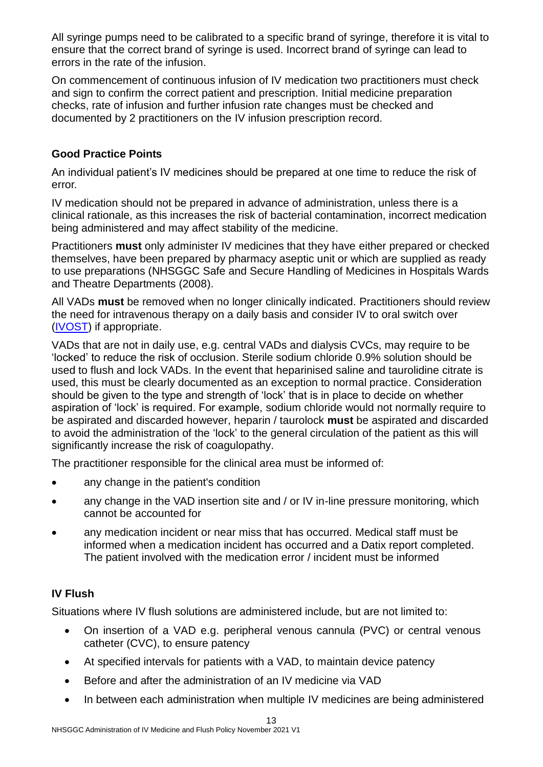All syringe pumps need to be calibrated to a specific brand of syringe, therefore it is vital to ensure that the correct brand of syringe is used. Incorrect brand of syringe can lead to errors in the rate of the infusion.

On commencement of continuous infusion of IV medication two practitioners must check and sign to confirm the correct patient and prescription. Initial medicine preparation checks, rate of infusion and further infusion rate changes must be checked and documented by 2 practitioners on the IV infusion prescription record.

### Good Practice Points

An individual patient's IV medicines should be prepared at one time to reduce the risk of error.

IV medication should not be prepared in advance of administration, unless there is a clinical rationale, as this increases the risk of bacterial contamination, incorrect medication being administered and may affect stability of the medicine.

Practitioners **must** only administer IV medicines that they have either prepared or checked themselves, have been prepared by pharmacy aseptic unit or which are supplied as ready to use preparations (NHSGGC Safe and Secure Handling of Medicines in Hospitals Wards and Theatre Departments (2008).

All VADs **must** be removed when no longer clinically indicated. Practitioners should review the need for intravenous therapy on a daily basis and consider IV to oral switch over (IVOST) if appropriate.

VADs that are not in daily use, e.g. central VADs and dialysis CVCs, may require to be 'locked' to reduce the risk of occlusion. Sterile sodium chloride 0.9% solution should be used to flush and lock VADs. In the event that heparinised saline and taurolidine citrate is used, this must be clearly documented as an exception to normal practice. Consideration should be given to the type and strength of 'lock' that is in place to decide on whether aspiration of 'lock' is required. For example, sodium chloride would not normally require to be aspirated and discarded however, heparin / taurolock **must** be aspirated and discarded to avoid the administration of the 'lock' to the general circulation of the patient as this will significantly increase the risk of coagulopathy.

The practitioner responsible for the clinical area must be informed of:

- any change in the patient's condition
- any change in the VAD insertion site and / or IV in-line pressure monitoring, which cannot be accounted for
- any medication incident or near miss that has occurred. Medical staff must be informed when a medication incident has occurred and a Datix report completed. The patient involved with the medication error / incident must be informed

### IV Flush

Situations where IV flush solutions are administered include, but are not limited to:

- On insertion of a VAD e.g. peripheral venous cannula (PVC) or central venous catheter (CVC), to ensure patency
- At specified intervals for patients with a VAD, to maintain device patency
- Before and after the administration of an IV medicine via VAD
- In between each administration when multiple IV medicines are being administered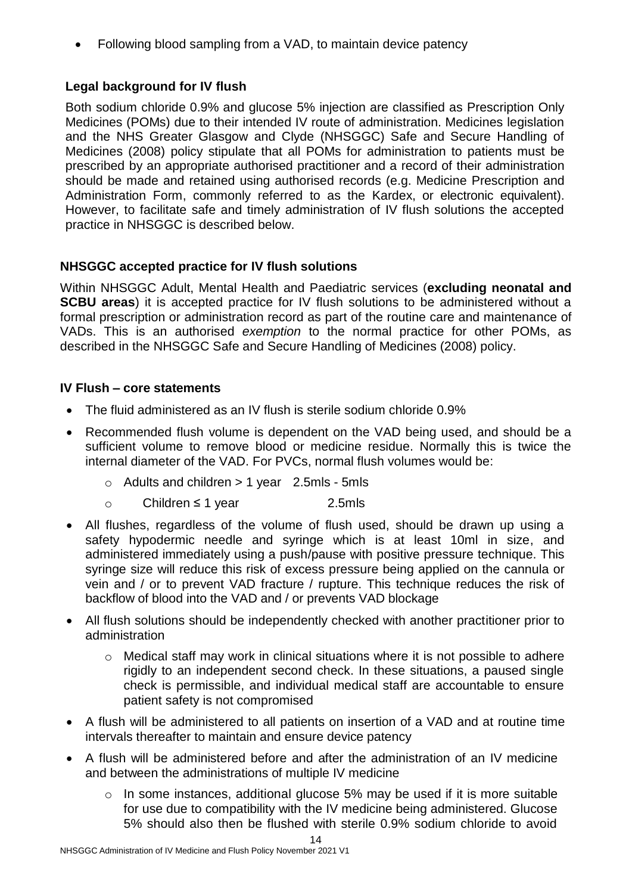- Following blood sampling from a VAD, to maintain device patency

## Legal background for IV flush

Both sodium chloride 0.9% and glucose 5% injection are classified as Prescription Only Medicines (POMs) due to their intended IV route of administration. Medicines legislation and the NHS Greater Glasgow and Clyde (NHSGGC) Safe and Secure Handling of Medicines (2008) policy stipulate that all POMs for administration to patients must be prescribed by an appropriate authorised practitioner and a record of their administration should be made and retained using authorised records (e.g. Medicine Prescription and Administration Form, commonly referred to as the Kardex, or electronic equivalent). However, to facilitate safe and timely administration of IV flush solutions the accepted practice in NHSGGC is described below.

## NHSGGC accepted practice for IV flush solutions

Within NHSGGC Adult, Mental Health and Paediatric services (**excluding neonatal and SCBU areas**) it is accepted practice for IV flush solutions to be administered without a formal prescription or administration record as part of the routine care and maintenance of VADs. This is an authorised *exemption* to the normal practice for other POMs, as described in the NHSGGC Safe and Secure Handling of Medicines (2008) policy.

## IV Flush – core statements

- The fluid administered as an IV flush is sterile sodium chloride 0.9%
- Recommended flush volume is dependent on the VAD being used, and should be a sufficient volume to remove blood or medicine residue. Normally this is twice the internal diameter of the VAD. For PVCs, normal flush volumes would be:
  - Adults and children > 1 year 2.5mls - 5mls
  - Children ≤ 1 year 2.5mls
- All flushes, regardless of the volume of flush used, should be drawn up using a safety hypodermic needle and syringe which is at least 10ml in size, and administered immediately using a push/pause with positive pressure technique. This syringe size will reduce this risk of excess pressure being applied on the cannula or vein and / or to prevent VAD fracture / rupture. This technique reduces the risk of backflow of blood into the VAD and / or prevents VAD blockage
- All flush solutions should be independently checked with another practitioner prior to administration
  - Medical staff may work in clinical situations where it is not possible to adhere rigidly to an independent second check. In these situations, a paused single check is permissible, and individual medical staff are accountable to ensure patient safety is not compromised
- A flush will be administered to all patients on insertion of a VAD and at routine time intervals thereafter to maintain and ensure device patency
- A flush will be administered before and after the administration of an IV medicine and between the administrations of multiple IV medicine
  - In some instances, additional glucose 5% may be used if it is more suitable for use due to compatibility with the IV medicine being administered. Glucose 5% should also then be flushed with sterile 0.9% sodium chloride to avoid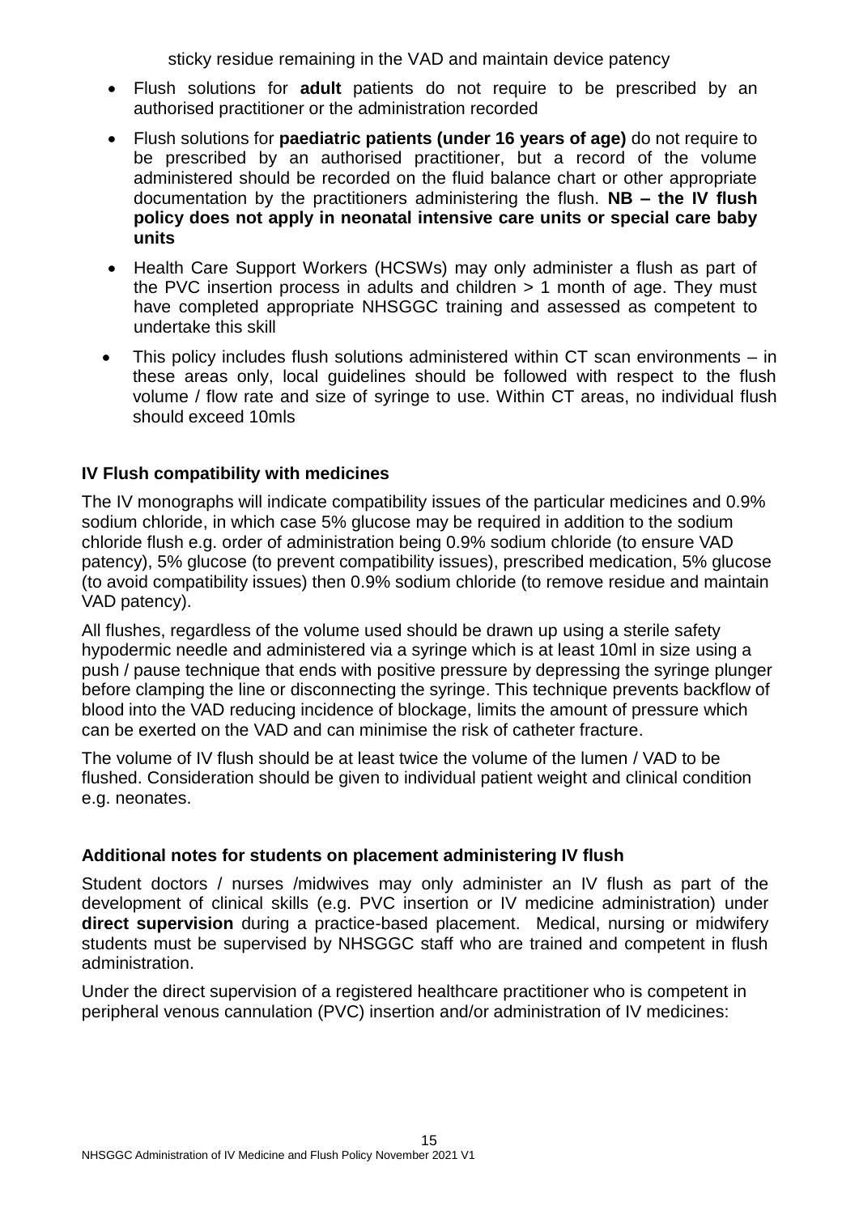sticky residue remaining in the VAD and maintain device patency

- Flush solutions for **adult** patients do not require to be prescribed by an authorised practitioner or the administration recorded
- Flush solutions for **paediatric patients (under 16 years of age)** do not require to be prescribed by an authorised practitioner, but a record of the volume administered should be recorded on the fluid balance chart or other appropriate documentation by the practitioners administering the flush. **NB – the IV flush policy does not apply in neonatal intensive care units or special care baby units**
- Health Care Support Workers (HCSWs) may only administer a flush as part of the PVC insertion process in adults and children > 1 month of age. They must have completed appropriate NHSGGC training and assessed as competent to undertake this skill
- This policy includes flush solutions administered within CT scan environments – in these areas only, local guidelines should be followed with respect to the flush volume / flow rate and size of syringe to use. Within CT areas, no individual flush should exceed 10mls

### IV Flush compatibility with medicines

The IV monographs will indicate compatibility issues of the particular medicines and 0.9% sodium chloride, in which case 5% glucose may be required in addition to the sodium chloride flush e.g. order of administration being 0.9% sodium chloride (to ensure VAD patency), 5% glucose (to prevent compatibility issues), prescribed medication, 5% glucose (to avoid compatibility issues) then 0.9% sodium chloride (to remove residue and maintain VAD patency).

All flushes, regardless of the volume used should be drawn up using a sterile safety hypodermic needle and administered via a syringe which is at least 10ml in size using a push / pause technique that ends with positive pressure by depressing the syringe plunger before clamping the line or disconnecting the syringe. This technique prevents backflow of blood into the VAD reducing incidence of blockage, limits the amount of pressure which can be exerted on the VAD and can minimise the risk of catheter fracture.

The volume of IV flush should be at least twice the volume of the lumen / VAD to be flushed. Consideration should be given to individual patient weight and clinical condition e.g. neonates.

### Additional notes for students on placement administering IV flush

Student doctors / nurses /midwives may only administer an IV flush as part of the development of clinical skills (e.g. PVC insertion or IV medicine administration) under **direct supervision** during a practice-based placement. Medical, nursing or midwifery students must be supervised by NHSGGC staff who are trained and competent in flush administration.

Under the direct supervision of a registered healthcare practitioner who is competent in peripheral venous cannulation (PVC) insertion and/or administration of IV medicines: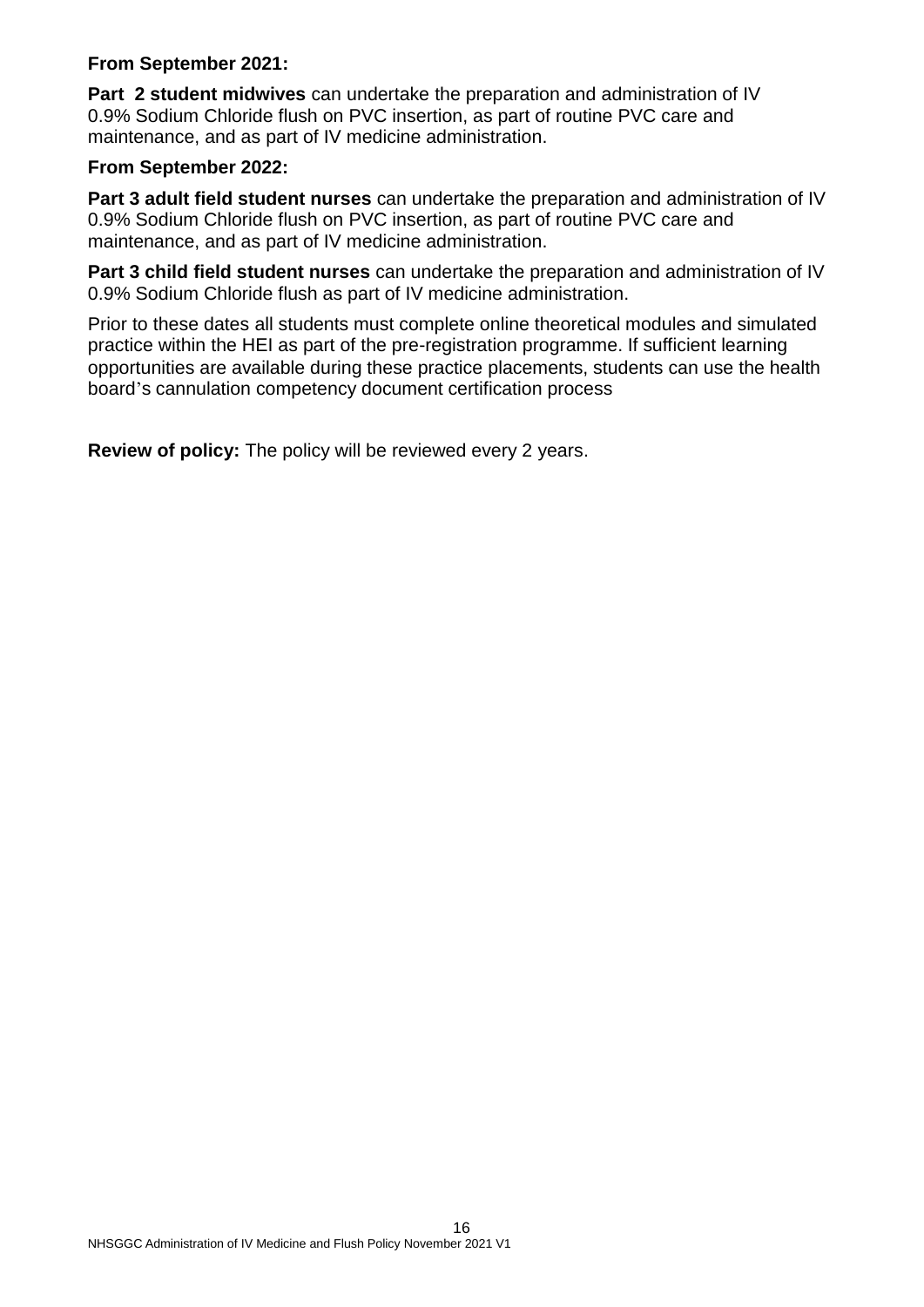**From September 2021:**

**Part 2 student midwives** can undertake the preparation and administration of IV 0.9% Sodium Chloride flush on PVC insertion, as part of routine PVC care and maintenance, and as part of IV medicine administration.

**From September 2022:**

**Part 3 adult field student nurses** can undertake the preparation and administration of IV 0.9% Sodium Chloride flush on PVC insertion, as part of routine PVC care and maintenance, and as part of IV medicine administration.

**Part 3 child field student nurses** can undertake the preparation and administration of IV 0.9% Sodium Chloride flush as part of IV medicine administration.

Prior to these dates all students must complete online theoretical modules and simulated practice within the HEI as part of the pre-registration programme. If sufficient learning opportunities are available during these practice placements, students can use the health board's cannulation competency document certification process

**Review of policy:** The policy will be reviewed every 2 years.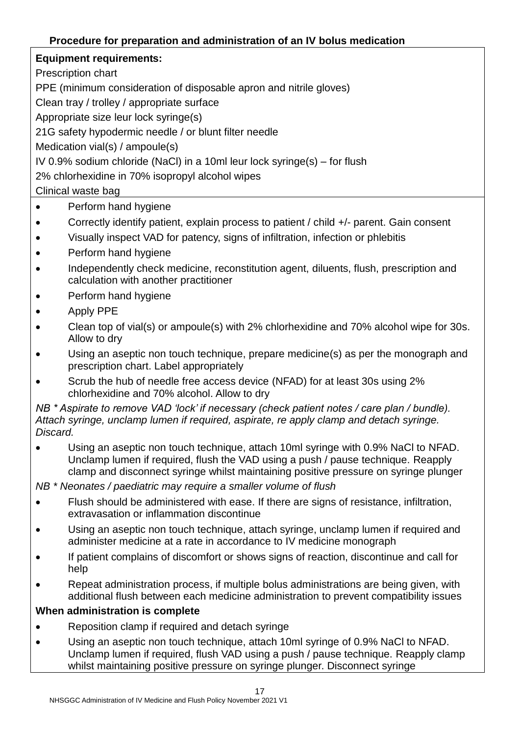**Procedure for preparation and administration of an IV bolus medication**

**Equipment requirements:**

Prescription chart

PPE (minimum consideration of disposable apron and nitrile gloves)

Clean tray / trolley / appropriate surface

Appropriate size leur lock syringe(s)

21G safety hypodermic needle / or blunt filter needle

Medication vial(s) / ampoule(s)

IV 0.9% sodium chloride (NaCl) in a 10ml leur lock syringe(s) – for flush

2% chlorhexidine in 70% isopropyl alcohol wipes

Clinical waste bag

- Perform hand hygiene
- Correctly identify patient, explain process to patient / child +/- parent. Gain consent
- Visually inspect VAD for patency, signs of infiltration, infection or phlebitis
- Perform hand hygiene
- Independently check medicine, reconstitution agent, diluents, flush, prescription and calculation with another practitioner
- Perform hand hygiene
- Apply PPE
- Clean top of vial(s) or ampoule(s) with 2% chlorhexidine and 70% alcohol wipe for 30s. Allow to dry
- Using an aseptic non touch technique, prepare medicine(s) as per the monograph and prescription chart. Label appropriately
- Scrub the hub of needle free access device (NFAD) for at least 30s using 2% chlorhexidine and 70% alcohol. Allow to dry

*NB * Aspirate to remove VAD 'lock' if necessary (check patient notes / care plan / bundle). Attach syringe, unclamp lumen if required, aspirate, re apply clamp and detach syringe. Discard.*

- Using an aseptic non touch technique, attach 10ml syringe with 0.9% NaCl to NFAD. Unclamp lumen if required, flush the VAD using a push / pause technique. Reapply clamp and disconnect syringe whilst maintaining positive pressure on syringe plunger

*NB * Neonates / paediatric may require a smaller volume of flush*

- Flush should be administered with ease. If there are signs of resistance, infiltration, extravasation or inflammation discontinue
- Using an aseptic non touch technique, attach syringe, unclamp lumen if required and administer medicine at a rate in accordance to IV medicine monograph
- If patient complains of discomfort or shows signs of reaction, discontinue and call for help
- Repeat administration process, if multiple bolus administrations are being given, with additional flush between each medicine administration to prevent compatibility issues

**When administration is complete**

- Reposition clamp if required and detach syringe
- Using an aseptic non touch technique, attach 10ml syringe of 0.9% NaCl to NFAD. Unclamp lumen if required, flush VAD using a push / pause technique. Reapply clamp whilst maintaining positive pressure on syringe plunger. Disconnect syringe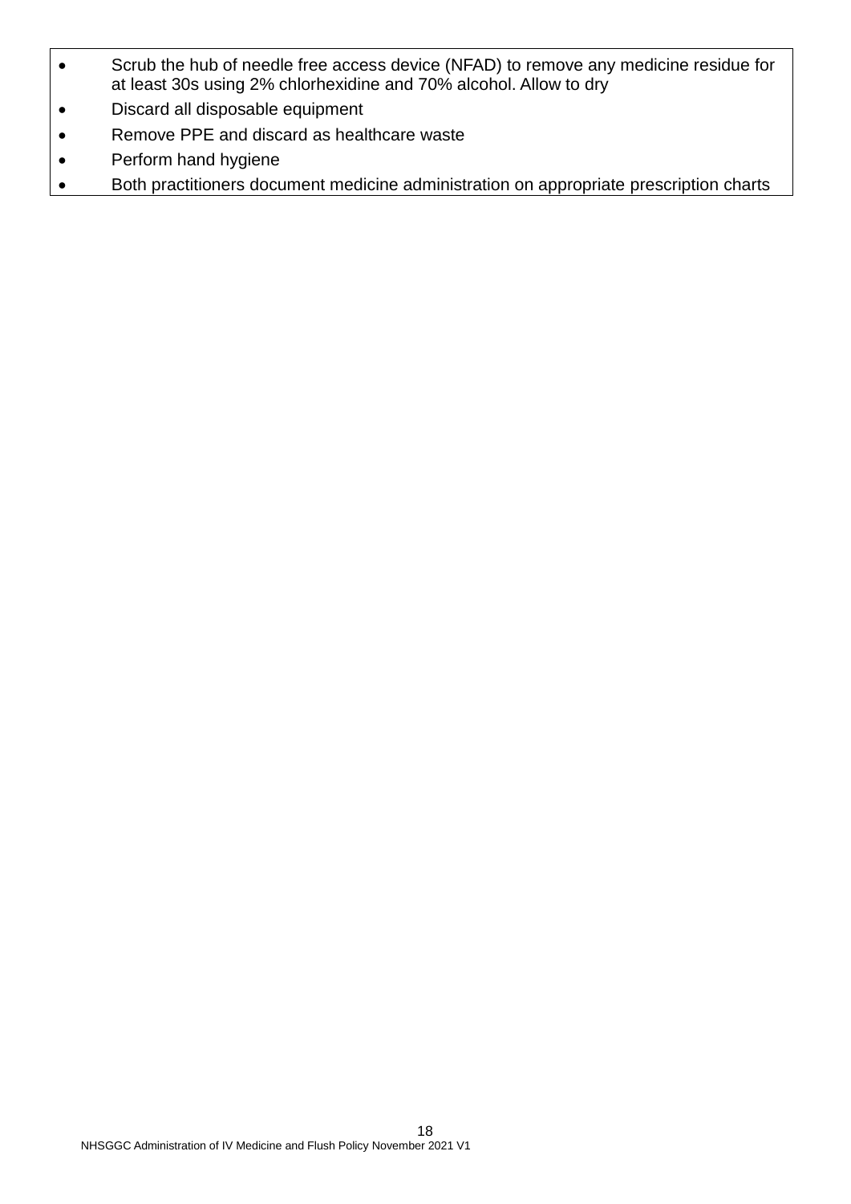- Scrub the hub of needle free access device (NFAD) to remove any medicine residue for at least 30s using 2% chlorhexidine and 70% alcohol. Allow to dry
- Discard all disposable equipment
- Remove PPE and discard as healthcare waste
- Perform hand hygiene
- Both practitioners document medicine administration on appropriate prescription charts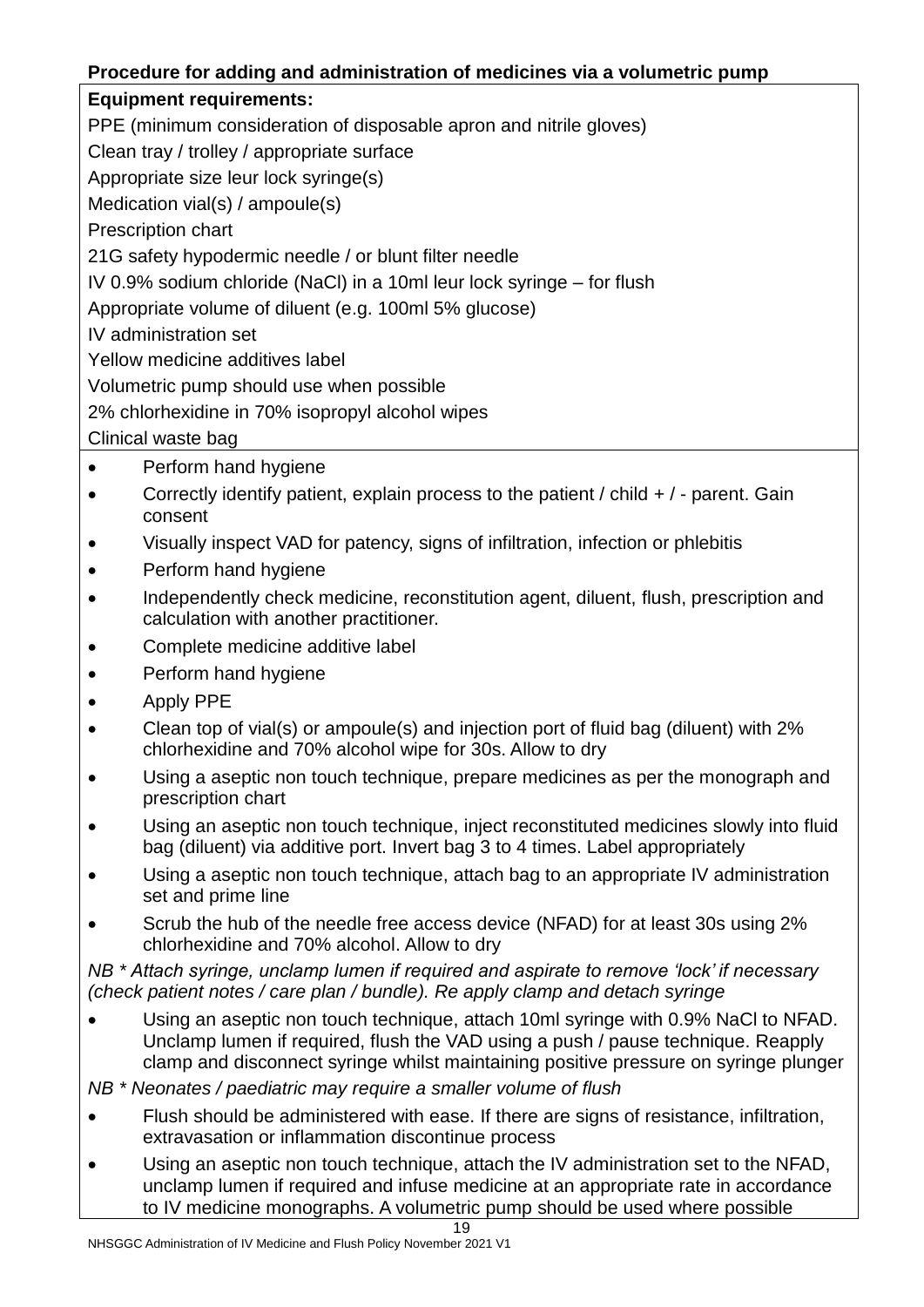**Procedure for adding and administration of medicines via a volumetric pump**

**Equipment requirements:**

PPE (minimum consideration of disposable apron and nitrile gloves)

Clean tray / trolley / appropriate surface

Appropriate size leur lock syringe(s)

Medication vial(s) / ampoule(s)

Prescription chart

21G safety hypodermic needle / or blunt filter needle

IV 0.9% sodium chloride (NaCl) in a 10ml leur lock syringe – for flush

Appropriate volume of diluent (e.g. 100ml 5% glucose)

IV administration set

Yellow medicine additives label

Volumetric pump should use when possible

2% chlorhexidine in 70% isopropyl alcohol wipes

Clinical waste bag

- Perform hand hygiene
- Correctly identify patient, explain process to the patient / child + / - parent. Gain consent
- Visually inspect VAD for patency, signs of infiltration, infection or phlebitis
- Perform hand hygiene
- Independently check medicine, reconstitution agent, diluent, flush, prescription and calculation with another practitioner.
- Complete medicine additive label
- Perform hand hygiene
- Apply PPE
- Clean top of vial(s) or ampoule(s) and injection port of fluid bag (diluent) with 2% chlorhexidine and 70% alcohol wipe for 30s. Allow to dry
- Using a aseptic non touch technique, prepare medicines as per the monograph and prescription chart
- Using an aseptic non touch technique, inject reconstituted medicines slowly into fluid bag (diluent) via additive port. Invert bag 3 to 4 times. Label appropriately
- Using a aseptic non touch technique, attach bag to an appropriate IV administration set and prime line
- Scrub the hub of the needle free access device (NFAD) for at least 30s using 2% chlorhexidine and 70% alcohol. Allow to dry

*NB * Attach syringe, unclamp lumen if required and aspirate to remove 'lock' if necessary (check patient notes / care plan / bundle). Re apply clamp and detach syringe*

- Using an aseptic non touch technique, attach 10ml syringe with 0.9% NaCl to NFAD. Unclamp lumen if required, flush the VAD using a push / pause technique. Reapply clamp and disconnect syringe whilst maintaining positive pressure on syringe plunger

*NB * Neonates / paediatric may require a smaller volume of flush*

- Flush should be administered with ease. If there are signs of resistance, infiltration, extravasation or inflammation discontinue process
- Using an aseptic non touch technique, attach the IV administration set to the NFAD, unclamp lumen if required and infuse medicine at an appropriate rate in accordance to IV medicine monographs. A volumetric pump should be used where possible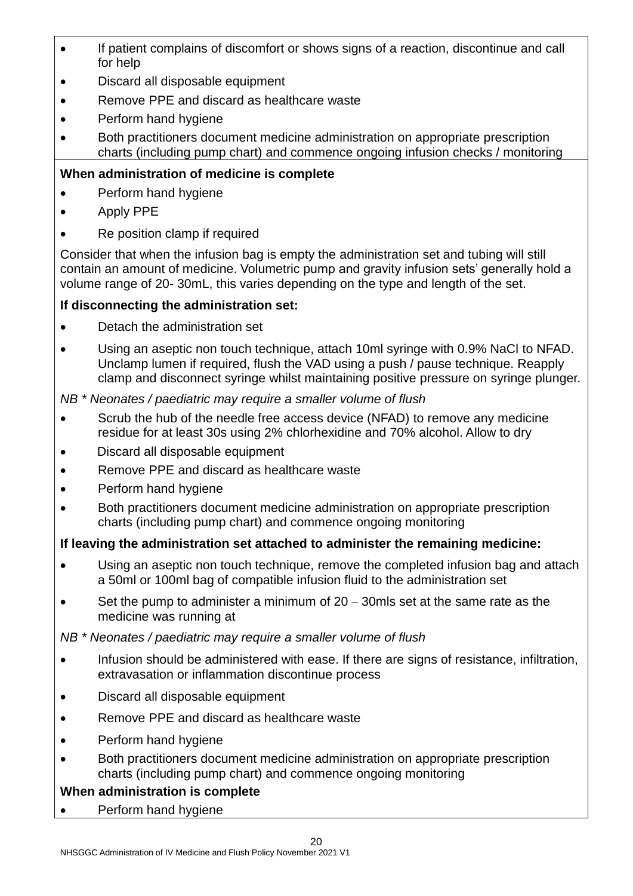- If patient complains of discomfort or shows signs of a reaction, discontinue and call for help
- Discard all disposable equipment
- Remove PPE and discard as healthcare waste
- Perform hand hygiene
- Both practitioners document medicine administration on appropriate prescription charts (including pump chart) and commence ongoing infusion checks / monitoring

**When administration of medicine is complete**

- Perform hand hygiene
- Apply PPE
- Re position clamp if required

Consider that when the infusion bag is empty the administration set and tubing will still contain an amount of medicine. Volumetric pump and gravity infusion sets' generally hold a volume range of 20- 30mL, this varies depending on the type and length of the set.

**If disconnecting the administration set:**

- Detach the administration set
- Using an aseptic non touch technique, attach 10ml syringe with 0.9% NaCl to NFAD. Unclamp lumen if required, flush the VAD using a push / pause technique. Reapply clamp and disconnect syringe whilst maintaining positive pressure on syringe plunger.

*NB * Neonates / paediatric may require a smaller volume of flush*

- Scrub the hub of the needle free access device (NFAD) to remove any medicine residue for at least 30s using 2% chlorhexidine and 70% alcohol. Allow to dry
- Discard all disposable equipment
- Remove PPE and discard as healthcare waste
- Perform hand hygiene
- Both practitioners document medicine administration on appropriate prescription charts (including pump chart) and commence ongoing monitoring

**If leaving the administration set attached to administer the remaining medicine:**

- Using an aseptic non touch technique, remove the completed infusion bag and attach a 50ml or 100ml bag of compatible infusion fluid to the administration set
- Set the pump to administer a minimum of 20 – 30mls set at the same rate as the medicine was running at

*NB * Neonates / paediatric may require a smaller volume of flush*

- Infusion should be administered with ease. If there are signs of resistance, infiltration, extravasation or inflammation discontinue process
- Discard all disposable equipment
- Remove PPE and discard as healthcare waste
- Perform hand hygiene
- Both practitioners document medicine administration on appropriate prescription charts (including pump chart) and commence ongoing monitoring

**When administration is complete**

- Perform hand hygiene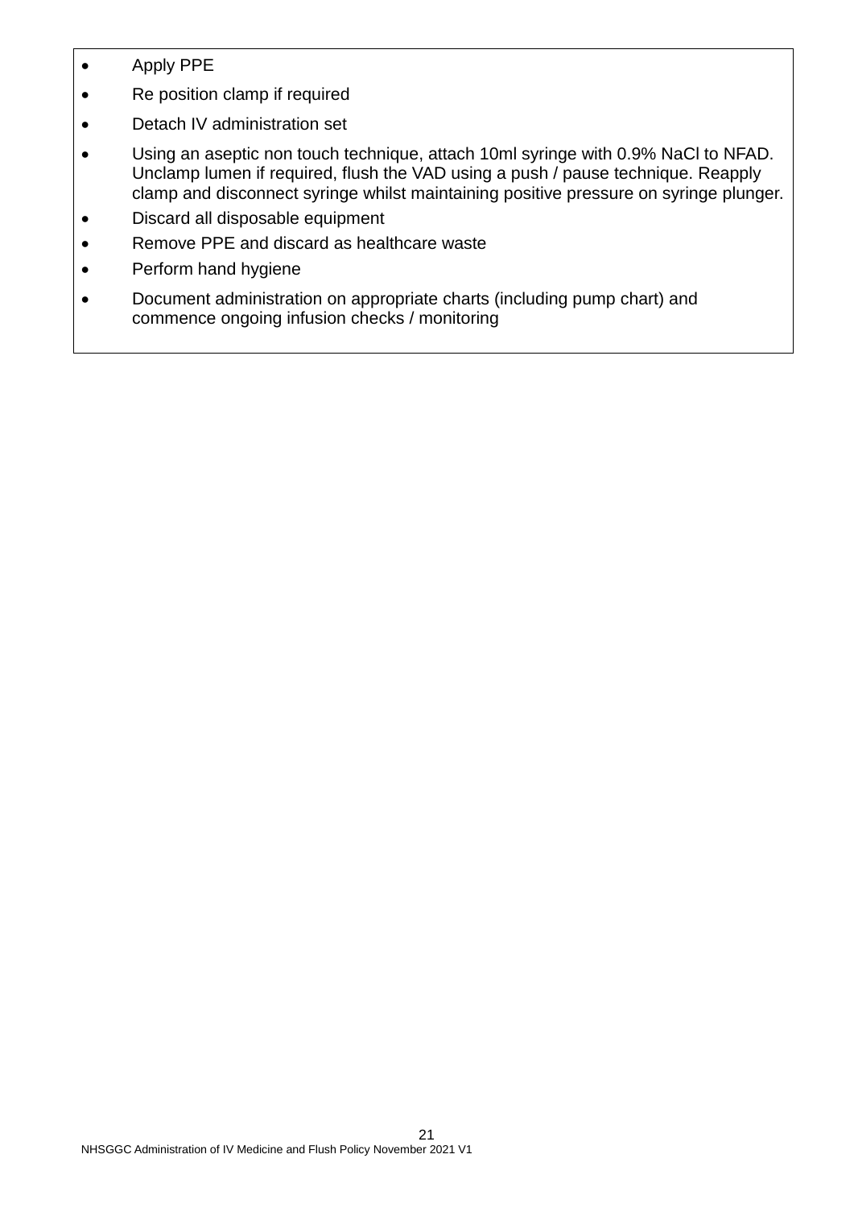- Apply PPE
- Re position clamp if required
- Detach IV administration set
- Using an aseptic non touch technique, attach 10ml syringe with 0.9% NaCl to NFAD. Unclamp lumen if required, flush the VAD using a push / pause technique. Reapply clamp and disconnect syringe whilst maintaining positive pressure on syringe plunger.
- Discard all disposable equipment
- Remove PPE and discard as healthcare waste
- Perform hand hygiene
- Document administration on appropriate charts (including pump chart) and commence ongoing infusion checks / monitoring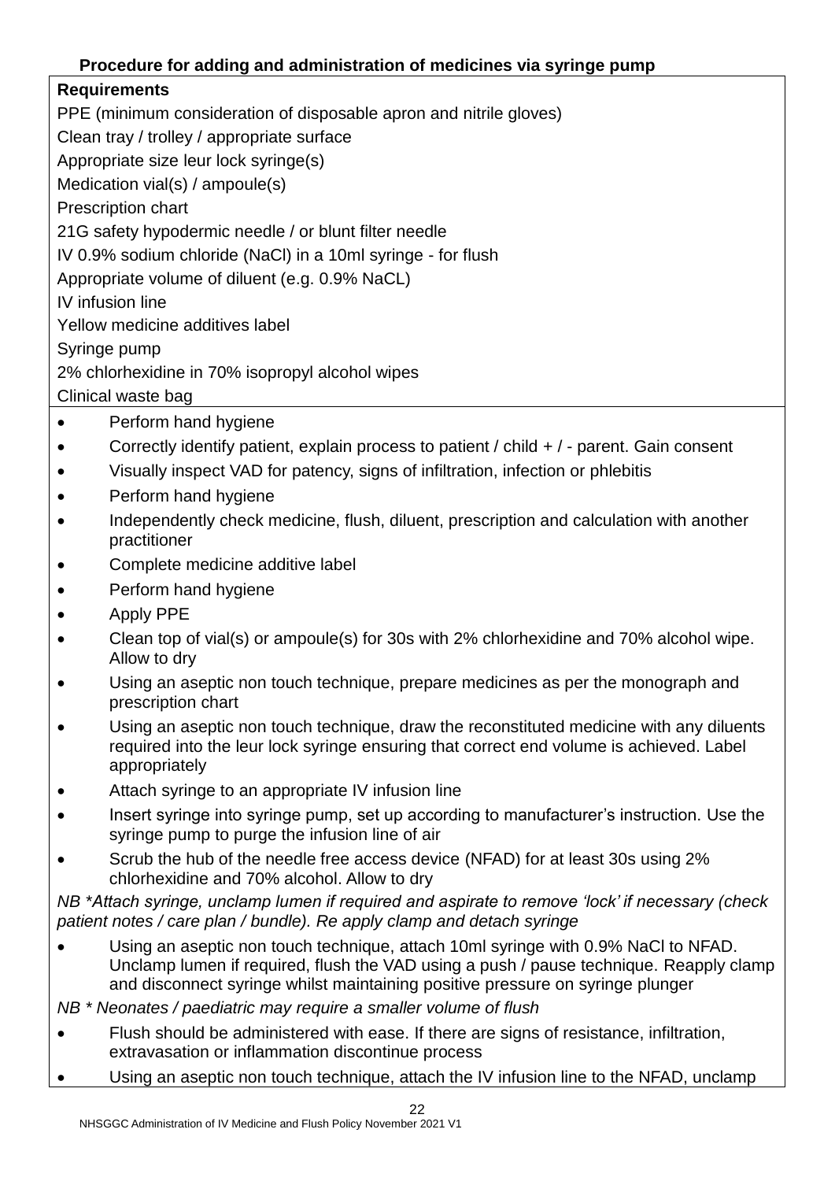**Procedure for adding and administration of medicines via syringe pump**

**Requirements**

PPE (minimum consideration of disposable apron and nitrile gloves)

Clean tray / trolley / appropriate surface

Appropriate size leur lock syringe(s)

Medication vial(s) / ampoule(s)

Prescription chart

21G safety hypodermic needle / or blunt filter needle

IV 0.9% sodium chloride (NaCl) in a 10ml syringe - for flush

Appropriate volume of diluent (e.g. 0.9% NaCL)

IV infusion line

Yellow medicine additives label

Syringe pump

2% chlorhexidine in 70% isopropyl alcohol wipes

Clinical waste bag

- Perform hand hygiene
- Correctly identify patient, explain process to patient / child + / - parent. Gain consent
- Visually inspect VAD for patency, signs of infiltration, infection or phlebitis
- Perform hand hygiene
- Independently check medicine, flush, diluent, prescription and calculation with another practitioner
- Complete medicine additive label
- Perform hand hygiene
- Apply PPE
- Clean top of vial(s) or ampoule(s) for 30s with 2% chlorhexidine and 70% alcohol wipe. Allow to dry
- Using an aseptic non touch technique, prepare medicines as per the monograph and prescription chart
- Using an aseptic non touch technique, draw the reconstituted medicine with any diluents required into the leur lock syringe ensuring that correct end volume is achieved. Label appropriately
- Attach syringe to an appropriate IV infusion line
- Insert syringe into syringe pump, set up according to manufacturer's instruction. Use the syringe pump to purge the infusion line of air
- Scrub the hub of the needle free access device (NFAD) for at least 30s using 2% chlorhexidine and 70% alcohol. Allow to dry

*NB *Attach syringe, unclamp lumen if required and aspirate to remove 'lock' if necessary (check patient notes / care plan / bundle). Re apply clamp and detach syringe*

- Using an aseptic non touch technique, attach 10ml syringe with 0.9% NaCl to NFAD. Unclamp lumen if required, flush the VAD using a push / pause technique. Reapply clamp and disconnect syringe whilst maintaining positive pressure on syringe plunger

*NB * Neonates / paediatric may require a smaller volume of flush*

- Flush should be administered with ease. If there are signs of resistance, infiltration, extravasation or inflammation discontinue process
- Using an aseptic non touch technique, attach the IV infusion line to the NFAD, unclamp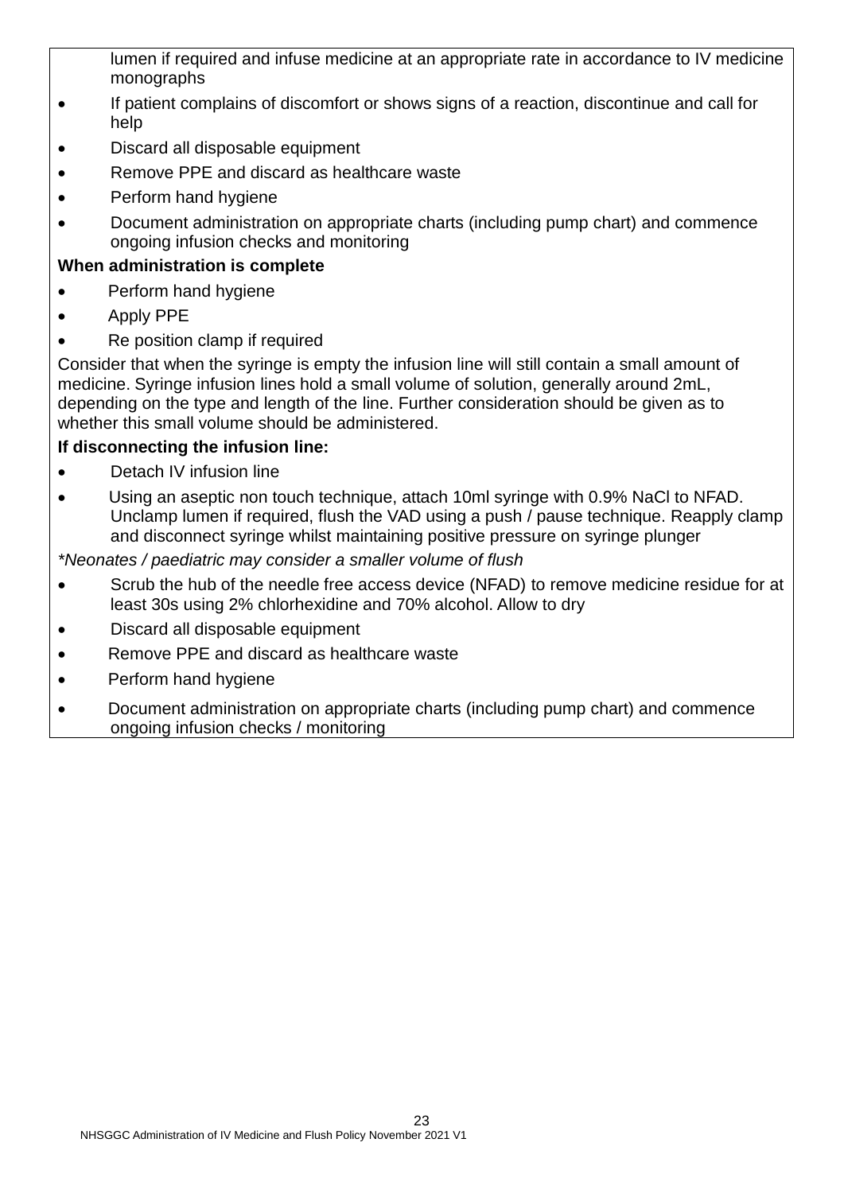lumen if required and infuse medicine at an appropriate rate in accordance to IV medicine monographs

- If patient complains of discomfort or shows signs of a reaction, discontinue and call for help
- Discard all disposable equipment
- Remove PPE and discard as healthcare waste
- Perform hand hygiene
- Document administration on appropriate charts (including pump chart) and commence ongoing infusion checks and monitoring

**When administration is complete**

- Perform hand hygiene
- Apply PPE
- Re position clamp if required

Consider that when the syringe is empty the infusion line will still contain a small amount of medicine. Syringe infusion lines hold a small volume of solution, generally around 2mL, depending on the type and length of the line. Further consideration should be given as to whether this small volume should be administered.

**If disconnecting the infusion line:**

- Detach IV infusion line
- Using an aseptic non touch technique, attach 10ml syringe with 0.9% NaCl to NFAD. Unclamp lumen if required, flush the VAD using a push / pause technique. Reapply clamp and disconnect syringe whilst maintaining positive pressure on syringe plunger

*\*Neonates / paediatric may consider a smaller volume of flush*

- Scrub the hub of the needle free access device (NFAD) to remove medicine residue for at least 30s using 2% chlorhexidine and 70% alcohol. Allow to dry
- Discard all disposable equipment
- Remove PPE and discard as healthcare waste
- Perform hand hygiene
- Document administration on appropriate charts (including pump chart) and commence ongoing infusion checks / monitoring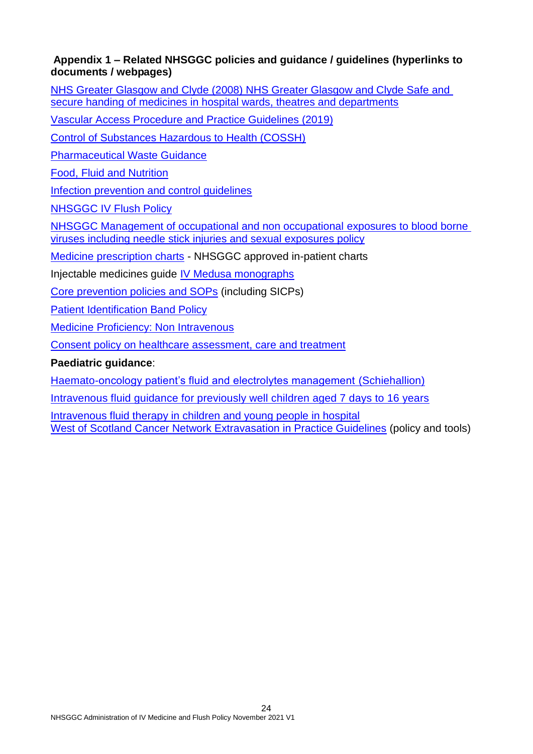## Appendix 1 – Related NHSGGC policies and guidance / guidelines (hyperlinks to documents / webpages)

NHS Greater Glasgow and Clyde (2008) NHS Greater Glasgow and Clyde Safe and secure handing of medicines in hospital wards, theatres and departments

Vascular Access Procedure and Practice Guidelines (2019)

Control of Substances Hazardous to Health (COSSH)

Pharmaceutical Waste Guidance

Food, Fluid and Nutrition

Infection prevention and control guidelines

NHSGGC IV Flush Policy

NHSGGC Management of occupational and non occupational exposures to blood borne viruses including needle stick injuries and sexual exposures policy

Medicine prescription charts - NHSGGC approved in-patient charts

Injectable medicines guide IV Medusa monographs

Core prevention policies and SOPs (including SICPs)

Patient Identification Band Policy

Medicine Proficiency: Non Intravenous

Consent policy on healthcare assessment, care and treatment

**Paediatric guidance**:

Haemato-oncology patient's fluid and electrolytes management (Schiehallion)

Intravenous fluid guidance for previously well children aged 7 days to 16 years

Intravenous fluid therapy in children and young people in hospital

West of Scotland Cancer Network Extravasation in Practice Guidelines (policy and tools)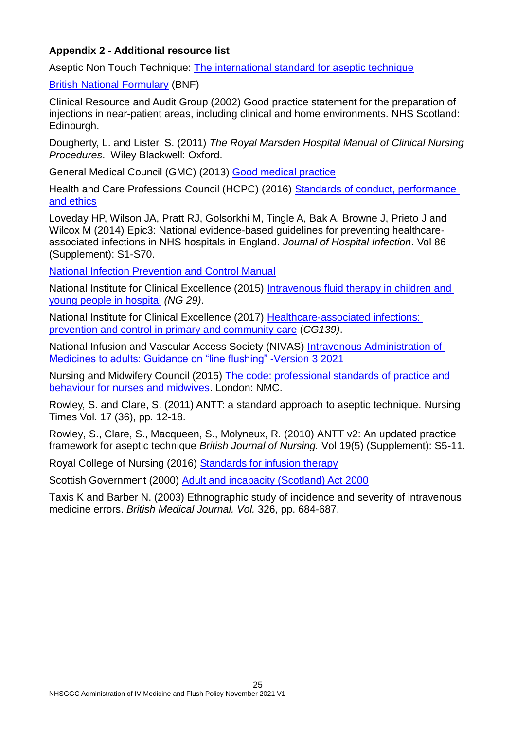**Appendix 2 - Additional resource list**

Aseptic Non Touch Technique: The international standard for aseptic technique

British National Formulary (BNF)

Clinical Resource and Audit Group (2002) Good practice statement for the preparation of injections in near-patient areas, including clinical and home environments. NHS Scotland: Edinburgh.

Dougherty, L. and Lister, S. (2011) *The Royal Marsden Hospital Manual of Clinical Nursing Procedures*. Wiley Blackwell: Oxford.

General Medical Council (GMC) (2013) Good medical practice

Health and Care Professions Council (HCPC) (2016) Standards of conduct, performance and ethics

Loveday HP, Wilson JA, Pratt RJ, Golsorkhi M, Tingle A, Bak A, Browne J, Prieto J and Wilcox M (2014) Epic3: National evidence-based guidelines for preventing healthcare-associated infections in NHS hospitals in England. *Journal of Hospital Infection*. Vol 86 (Supplement): S1-S70.

National Infection Prevention and Control Manual

National Institute for Clinical Excellence (2015) Intravenous fluid therapy in children and young people in hospital *(NG 29)*.

National Institute for Clinical Excellence (2017) Healthcare-associated infections: prevention and control in primary and community care (*CG139)*.

National Infusion and Vascular Access Society (NIVAS) Intravenous Administration of Medicines to adults: Guidance on "line flushing" -Version 3 2021

Nursing and Midwifery Council (2015) The code: professional standards of practice and behaviour for nurses and midwives. London: NMC.

Rowley, S. and Clare, S. (2011) ANTT: a standard approach to aseptic technique. Nursing Times Vol. 17 (36), pp. 12-18.

Rowley, S., Clare, S., Macqueen, S., Molyneux, R. (2010) ANTT v2: An updated practice framework for aseptic technique *British Journal of Nursing.* Vol 19(5) (Supplement): S5-11.

Royal College of Nursing (2016) Standards for infusion therapy

Scottish Government (2000) Adult and incapacity (Scotland) Act 2000

Taxis K and Barber N. (2003) Ethnographic study of incidence and severity of intravenous medicine errors. *British Medical Journal. Vol.* 326, pp. 684-687.